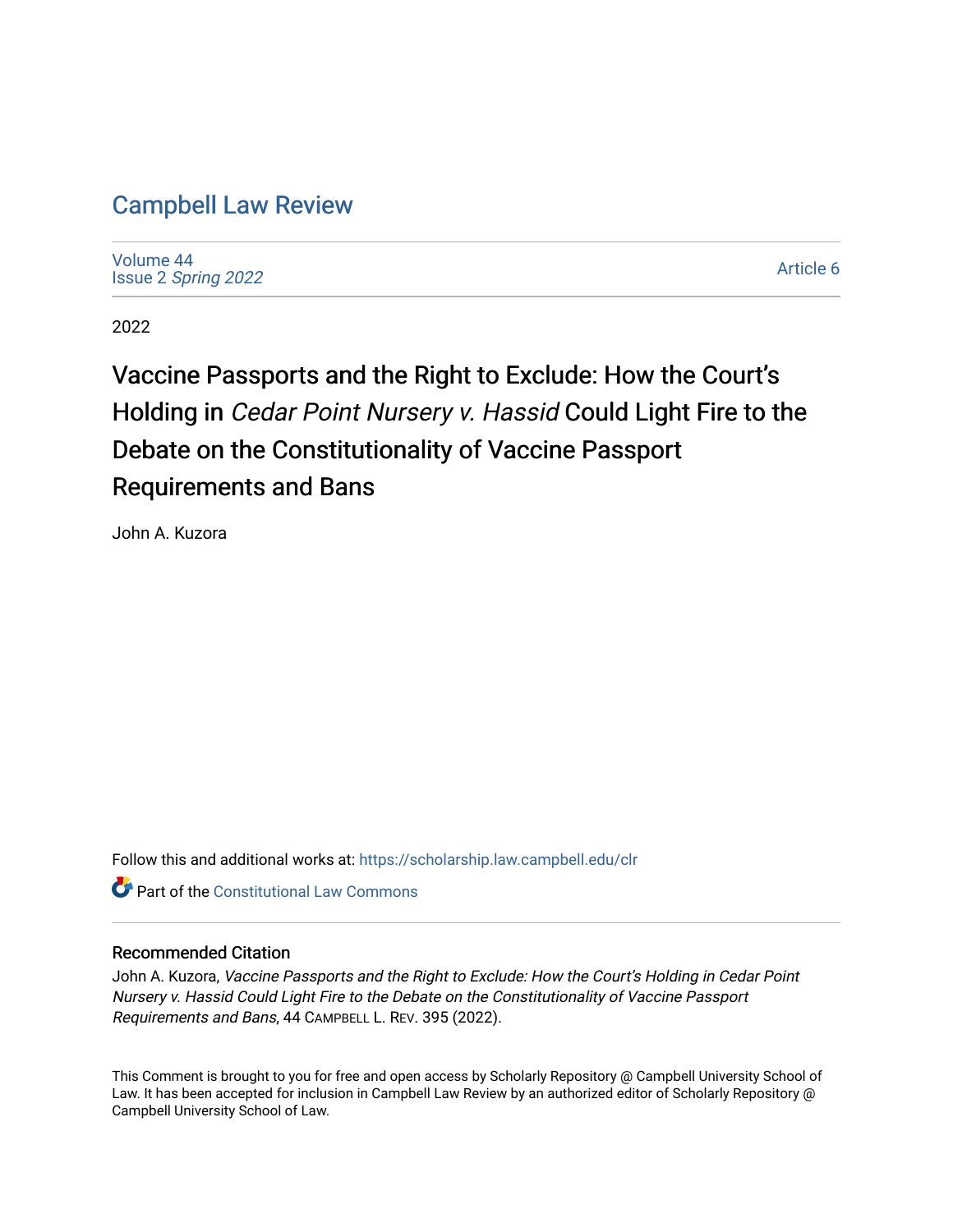# Campbell Law Review

Volume 44
Issue 2 *Spring 2022*

Article 6

2022

## Vaccine Passports and the Right to Exclude: How the Court's Holding in *Cedar Point Nursery v. Hassid* Could Light Fire to the Debate on the Constitutionality of Vaccine Passport Requirements and Bans

John A. Kuzora

Follow this and additional works at: https://scholarship.law.campbell.edu/clr

Part of the Constitutional Law Commons

### Recommended Citation

John A. Kuzora, *Vaccine Passports and the Right to Exclude: How the Court's Holding in Cedar Point Nursery v. Hassid Could Light Fire to the Debate on the Constitutionality of Vaccine Passport Requirements and Bans*, 44 CAMPBELL L. REV. 395 (2022).

This Comment is brought to you for free and open access by Scholarly Repository @ Campbell University School of Law. It has been accepted for inclusion in Campbell Law Review by an authorized editor of Scholarly Repository @ Campbell University School of Law.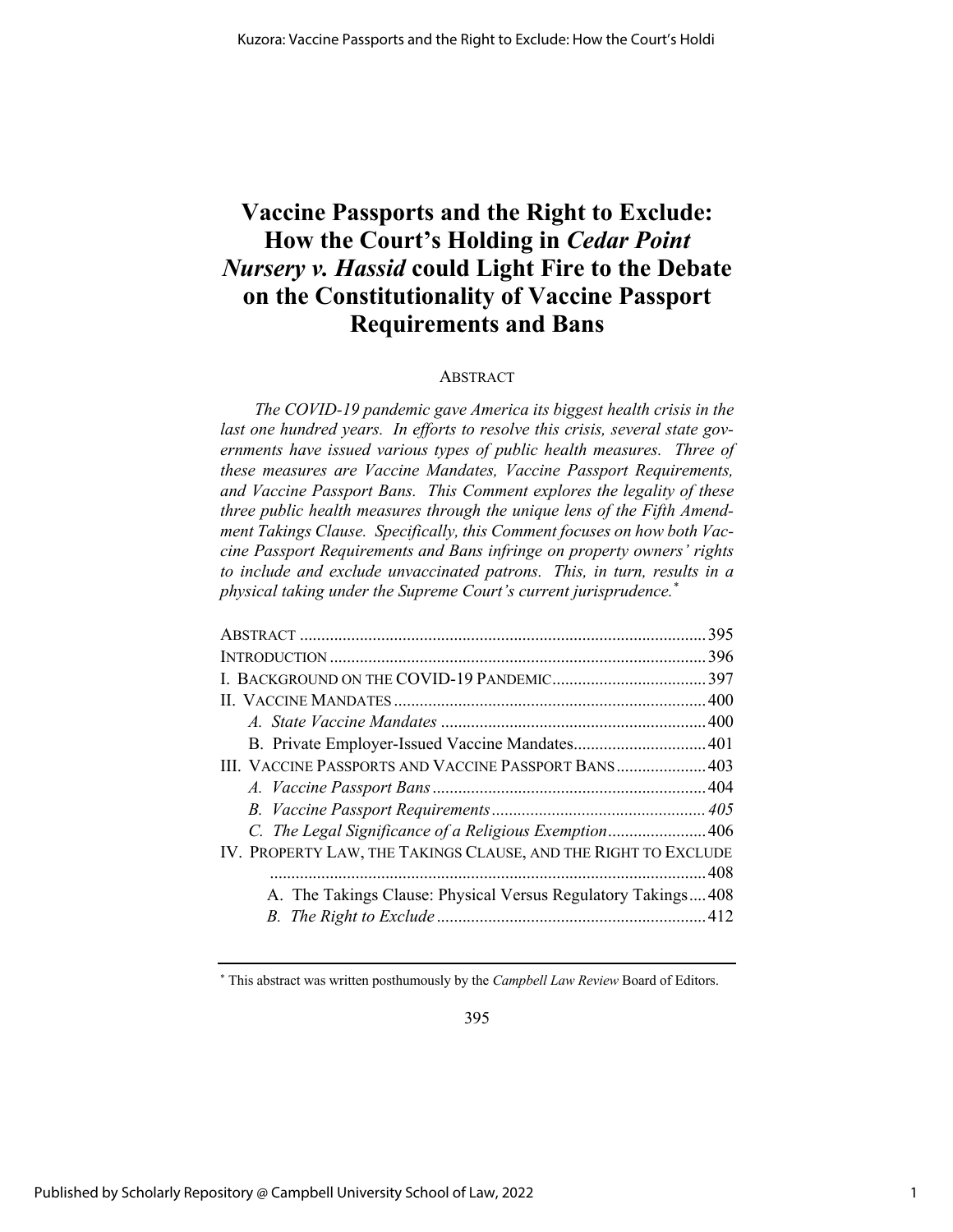# Vaccine Passports and the Right to Exclude: How the Court's Holding in *Cedar Point Nursery v. Hassid* could Light Fire to the Debate on the Constitutionality of Vaccine Passport Requirements and Bans

## ABSTRACT

*The COVID-19 pandemic gave America its biggest health crisis in the last one hundred years. In efforts to resolve this crisis, several state governments have issued various types of public health measures. Three of these measures are Vaccine Mandates, Vaccine Passport Requirements, and Vaccine Passport Bans. This Comment explores the legality of these three public health measures through the unique lens of the Fifth Amendment Takings Clause. Specifically, this Comment focuses on how both Vaccine Passport Requirements and Bans infringe on property owners' rights to include and exclude unvaccinated patrons. This, in turn, results in a physical taking under the Supreme Court's current jurisprudence.*[*]

| | |
|---|---|
| ABSTRACT | 395 |
| INTRODUCTION | 396 |
| I. BACKGROUND ON THE COVID-19 PANDEMIC | 397 |
| II. VACCINE MANDATES | 400 |
| *A. State Vaccine Mandates* | 400 |
| B. Private Employer-Issued Vaccine Mandates | 401 |
| III. VACCINE PASSPORTS AND VACCINE PASSPORT BANS | 403 |
| *A. Vaccine Passport Bans* | 404 |
| *B. Vaccine Passport Requirements* | *405* |
| *C. The Legal Significance of a Religious Exemption* | 406 |
| IV. PROPERTY LAW, THE TAKINGS CLAUSE, AND THE RIGHT TO EXCLUDE | 408 |
| A. The Takings Clause: Physical Versus Regulatory Takings | 408 |
| *B. The Right to Exclude* | 412 |

[*] This abstract was written posthumously by the *Campbell Law Review* Board of Editors.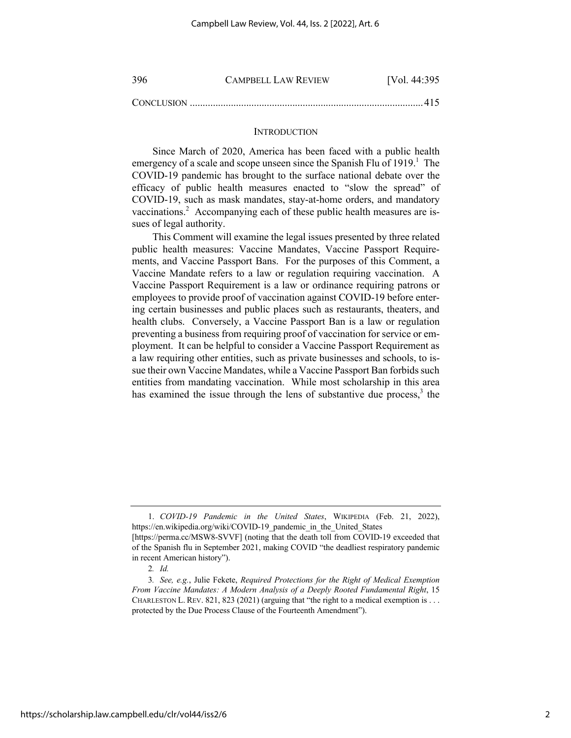CONCLUSION ......................................................................................... 415

## INTRODUCTION

Since March of 2020, America has been faced with a public health emergency of a scale and scope unseen since the Spanish Flu of 1919.[1] The COVID-19 pandemic has brought to the surface national debate over the efficacy of public health measures enacted to "slow the spread" of COVID-19, such as mask mandates, stay-at-home orders, and mandatory vaccinations.[2] Accompanying each of these public health measures are issues of legal authority.

This Comment will examine the legal issues presented by three related public health measures: Vaccine Mandates, Vaccine Passport Requirements, and Vaccine Passport Bans. For the purposes of this Comment, a Vaccine Mandate refers to a law or regulation requiring vaccination. A Vaccine Passport Requirement is a law or ordinance requiring patrons or employees to provide proof of vaccination against COVID-19 before entering certain businesses and public places such as restaurants, theaters, and health clubs. Conversely, a Vaccine Passport Ban is a law or regulation preventing a business from requiring proof of vaccination for service or employment. It can be helpful to consider a Vaccine Passport Requirement as a law requiring other entities, such as private businesses and schools, to issue their own Vaccine Mandates, while a Vaccine Passport Ban forbids such entities from mandating vaccination. While most scholarship in this area has examined the issue through the lens of substantive due process,[3] the

---

1. *COVID-19 Pandemic in the United States*, WIKIPEDIA (Feb. 21, 2022), https://en.wikipedia.org/wiki/COVID-19_pandemic_in_the_United_States [https://perma.cc/MSW8-SVVF] (noting that the death toll from COVID-19 exceeded that of the Spanish flu in September 2021, making COVID "the deadliest respiratory pandemic in recent American history").

2. *Id.*

3. *See, e.g.*, Julie Fekete, *Required Protections for the Right of Medical Exemption From Vaccine Mandates: A Modern Analysis of a Deeply Rooted Fundamental Right*, 15 CHARLESTON L. REV. 821, 823 (2021) (arguing that "the right to a medical exemption is . . . protected by the Due Process Clause of the Fourteenth Amendment").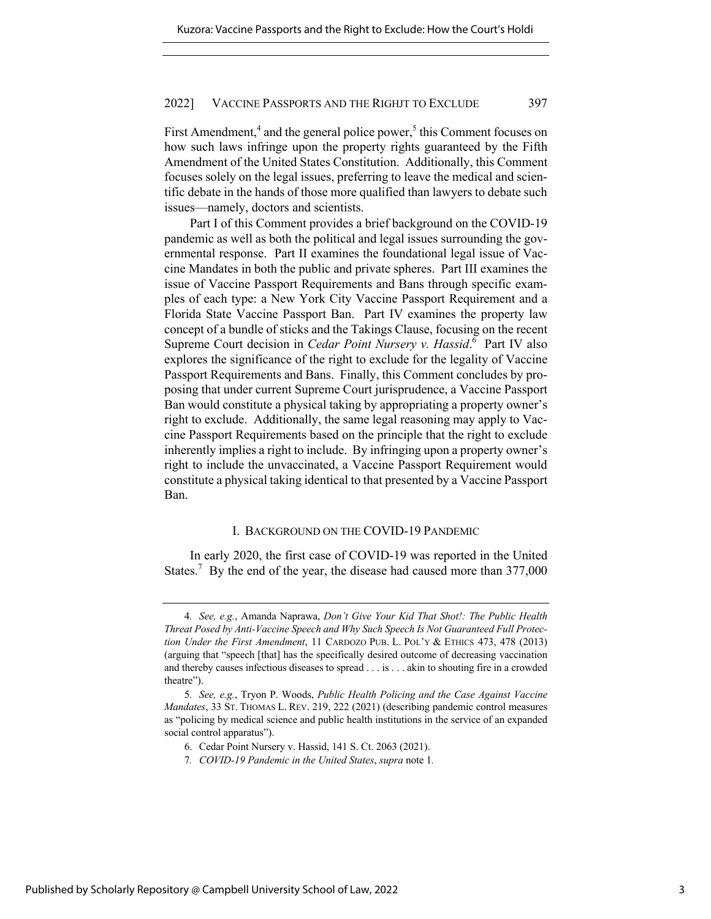First Amendment,[4] and the general police power,[5] this Comment focuses on how such laws infringe upon the property rights guaranteed by the Fifth Amendment of the United States Constitution. Additionally, this Comment focuses solely on the legal issues, preferring to leave the medical and scientific debate in the hands of those more qualified than lawyers to debate such issues—namely, doctors and scientists.

Part I of this Comment provides a brief background on the COVID-19 pandemic as well as both the political and legal issues surrounding the governmental response. Part II examines the foundational legal issue of Vaccine Mandates in both the public and private spheres. Part III examines the issue of Vaccine Passport Requirements and Bans through specific examples of each type: a New York City Vaccine Passport Requirement and a Florida State Vaccine Passport Ban. Part IV examines the property law concept of a bundle of sticks and the Takings Clause, focusing on the recent Supreme Court decision in *Cedar Point Nursery v. Hassid*.[6] Part IV also explores the significance of the right to exclude for the legality of Vaccine Passport Requirements and Bans. Finally, this Comment concludes by proposing that under current Supreme Court jurisprudence, a Vaccine Passport Ban would constitute a physical taking by appropriating a property owner's right to exclude. Additionally, the same legal reasoning may apply to Vaccine Passport Requirements based on the principle that the right to exclude inherently implies a right to include. By infringing upon a property owner's right to include the unvaccinated, a Vaccine Passport Requirement would constitute a physical taking identical to that presented by a Vaccine Passport Ban.

## I. Background on the COVID-19 Pandemic

In early 2020, the first case of COVID-19 was reported in the United States.[7] By the end of the year, the disease had caused more than 377,000

---

4. *See, e.g.*, Amanda Naprawa, *Don't Give Your Kid That Shot!: The Public Health Threat Posed by Anti-Vaccine Speech and Why Such Speech Is Not Guaranteed Full Protection Under the First Amendment*, 11 CARDOZO PUB. L. POL'Y & ETHICS 473, 478 (2013) (arguing that "speech [that] has the specifically desired outcome of decreasing vaccination and thereby causes infectious diseases to spread . . . is . . . akin to shouting fire in a crowded theatre").

5. *See, e.g.*, Tryon P. Woods, *Public Health Policing and the Case Against Vaccine Mandates*, 33 ST. THOMAS L. REV. 219, 222 (2021) (describing pandemic control measures as "policing by medical science and public health institutions in the service of an expanded social control apparatus").

6. Cedar Point Nursery v. Hassid, 141 S. Ct. 2063 (2021).

7. *COVID-19 Pandemic in the United States*, *supra* note 1.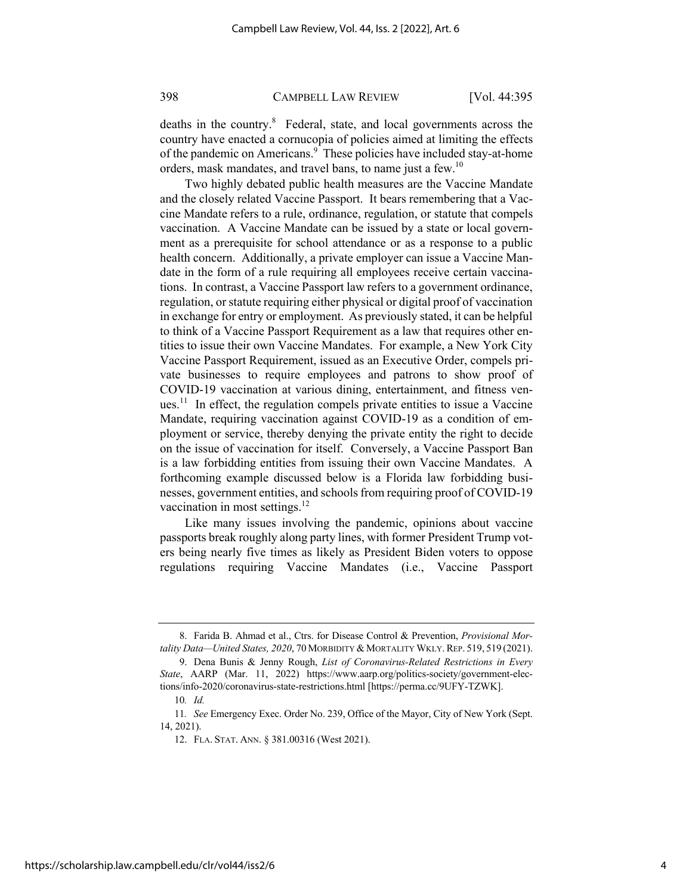deaths in the country.[8] Federal, state, and local governments across the country have enacted a cornucopia of policies aimed at limiting the effects of the pandemic on Americans.[9] These policies have included stay-at-home orders, mask mandates, and travel bans, to name just a few.[10]

Two highly debated public health measures are the Vaccine Mandate and the closely related Vaccine Passport. It bears remembering that a Vaccine Mandate refers to a rule, ordinance, regulation, or statute that compels vaccination. A Vaccine Mandate can be issued by a state or local government as a prerequisite for school attendance or as a response to a public health concern. Additionally, a private employer can issue a Vaccine Mandate in the form of a rule requiring all employees receive certain vaccinations. In contrast, a Vaccine Passport law refers to a government ordinance, regulation, or statute requiring either physical or digital proof of vaccination in exchange for entry or employment. As previously stated, it can be helpful to think of a Vaccine Passport Requirement as a law that requires other entities to issue their own Vaccine Mandates. For example, a New York City Vaccine Passport Requirement, issued as an Executive Order, compels private businesses to require employees and patrons to show proof of COVID-19 vaccination at various dining, entertainment, and fitness venues.[11] In effect, the regulation compels private entities to issue a Vaccine Mandate, requiring vaccination against COVID-19 as a condition of employment or service, thereby denying the private entity the right to decide on the issue of vaccination for itself. Conversely, a Vaccine Passport Ban is a law forbidding entities from issuing their own Vaccine Mandates. A forthcoming example discussed below is a Florida law forbidding businesses, government entities, and schools from requiring proof of COVID-19 vaccination in most settings.[12]

Like many issues involving the pandemic, opinions about vaccine passports break roughly along party lines, with former President Trump voters being nearly five times as likely as President Biden voters to oppose regulations requiring Vaccine Mandates (i.e., Vaccine Passport

---

8. Farida B. Ahmad et al., Ctrs. for Disease Control & Prevention, *Provisional Mortality Data—United States, 2020*, 70 MORBIDITY & MORTALITY WKLY. REP. 519, 519 (2021).

9. Dena Bunis & Jenny Rough, *List of Coronavirus-Related Restrictions in Every State*, AARP (Mar. 11, 2022) https://www.aarp.org/politics-society/government-elections/info-2020/coronavirus-state-restrictions.html [https://perma.cc/9UFY-TZWK].

10. *Id.*

11. *See* Emergency Exec. Order No. 239, Office of the Mayor, City of New York (Sept. 14, 2021).

12. FLA. STAT. ANN. § 381.00316 (West 2021).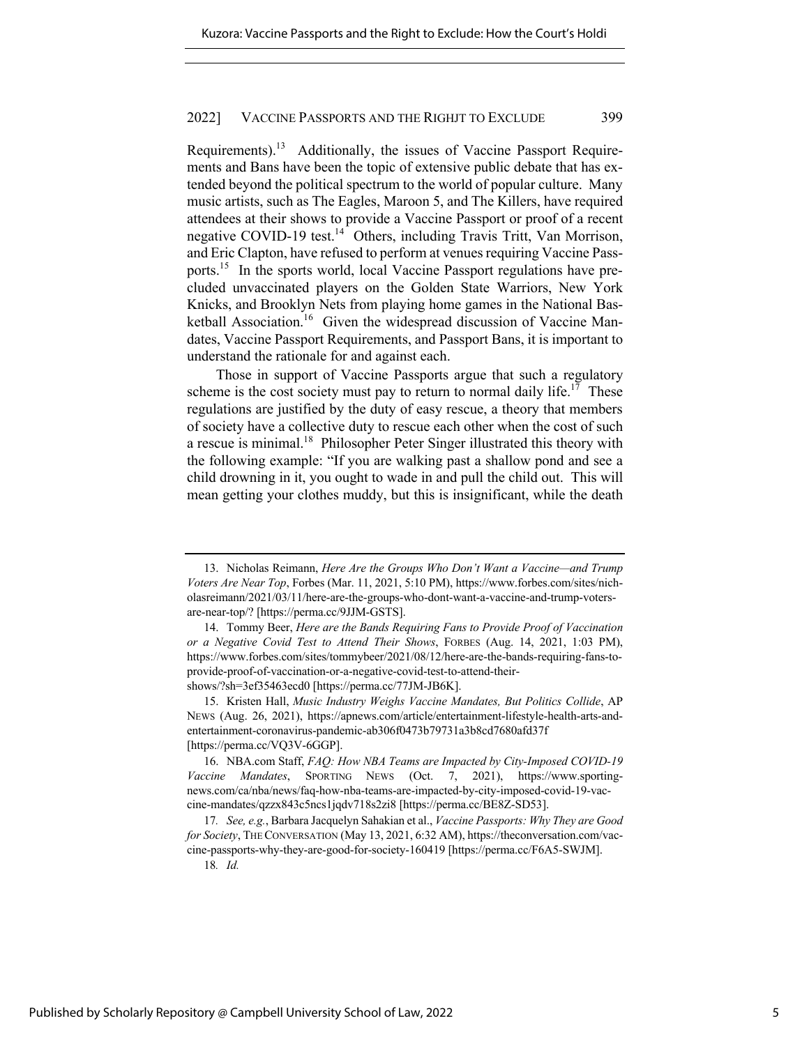Requirements).[13] Additionally, the issues of Vaccine Passport Requirements and Bans have been the topic of extensive public debate that has extended beyond the political spectrum to the world of popular culture. Many music artists, such as The Eagles, Maroon 5, and The Killers, have required attendees at their shows to provide a Vaccine Passport or proof of a recent negative COVID-19 test.[14] Others, including Travis Tritt, Van Morrison, and Eric Clapton, have refused to perform at venues requiring Vaccine Passports.[15] In the sports world, local Vaccine Passport regulations have precluded unvaccinated players on the Golden State Warriors, New York Knicks, and Brooklyn Nets from playing home games in the National Basketball Association.[16] Given the widespread discussion of Vaccine Mandates, Vaccine Passport Requirements, and Passport Bans, it is important to understand the rationale for and against each.

Those in support of Vaccine Passports argue that such a regulatory scheme is the cost society must pay to return to normal daily life.[17] These regulations are justified by the duty of easy rescue, a theory that members of society have a collective duty to rescue each other when the cost of such a rescue is minimal.[18] Philosopher Peter Singer illustrated this theory with the following example: "If you are walking past a shallow pond and see a child drowning in it, you ought to wade in and pull the child out. This will mean getting your clothes muddy, but this is insignificant, while the death

---

13. Nicholas Reimann, *Here Are the Groups Who Don't Want a Vaccine—and Trump Voters Are Near Top*, Forbes (Mar. 11, 2021, 5:10 PM), https://www.forbes.com/sites/nicholasreimann/2021/03/11/here-are-the-groups-who-dont-want-a-vaccine-and-trump-voters-are-near-top/? [https://perma.cc/9JJM-GSTS].

14. Tommy Beer, *Here are the Bands Requiring Fans to Provide Proof of Vaccination or a Negative Covid Test to Attend Their Shows*, FORBES (Aug. 14, 2021, 1:03 PM), https://www.forbes.com/sites/tommybeer/2021/08/12/here-are-the-bands-requiring-fans-to-provide-proof-of-vaccination-or-a-negative-covid-test-to-attend-their-shows/?sh=3ef35463ecd0 [https://perma.cc/77JM-JB6K].

15. Kristen Hall, *Music Industry Weighs Vaccine Mandates, But Politics Collide*, AP NEWS (Aug. 26, 2021), https://apnews.com/article/entertainment-lifestyle-health-arts-and-entertainment-coronavirus-pandemic-ab306f0473b79731a3b8cd7680afd37f [https://perma.cc/VQ3V-6GGP].

16. NBA.com Staff, *FAQ: How NBA Teams are Impacted by City-Imposed COVID-19 Vaccine Mandates*, SPORTING NEWS (Oct. 7, 2021), https://www.sportingnews.com/ca/nba/news/faq-how-nba-teams-are-impacted-by-city-imposed-covid-19-vaccine-mandates/qzzx843c5ncs1jqdv718s2zi8 [https://perma.cc/BE8Z-SD53].

17. *See, e.g.*, Barbara Jacquelyn Sahakian et al., *Vaccine Passports: Why They are Good for Society*, THE CONVERSATION (May 13, 2021, 6:32 AM), https://theconversation.com/vaccine-passports-why-they-are-good-for-society-160419 [https://perma.cc/F6A5-SWJM].

18. *Id.*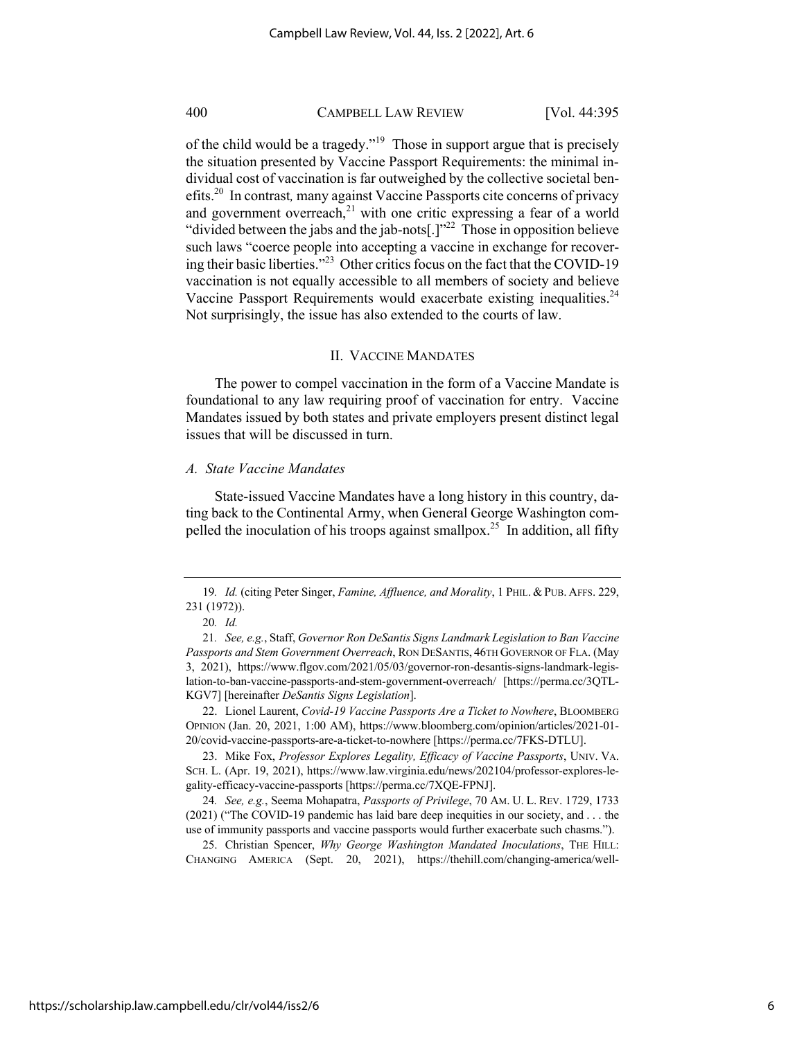of the child would be a tragedy."[19] Those in support argue that is precisely the situation presented by Vaccine Passport Requirements: the minimal individual cost of vaccination is far outweighed by the collective societal benefits.[20] In contrast, many against Vaccine Passports cite concerns of privacy and government overreach,[21] with one critic expressing a fear of a world "divided between the jabs and the jab-nots[.]"[22] Those in opposition believe such laws "coerce people into accepting a vaccine in exchange for recovering their basic liberties."[23] Other critics focus on the fact that the COVID-19 vaccination is not equally accessible to all members of society and believe Vaccine Passport Requirements would exacerbate existing inequalities.[24] Not surprisingly, the issue has also extended to the courts of law.

## II. VACCINE MANDATES

The power to compel vaccination in the form of a Vaccine Mandate is foundational to any law requiring proof of vaccination for entry. Vaccine Mandates issued by both states and private employers present distinct legal issues that will be discussed in turn.

### *A. State Vaccine Mandates*

State-issued Vaccine Mandates have a long history in this country, dating back to the Continental Army, when General George Washington compelled the inoculation of his troops against smallpox.[25] In addition, all fifty

---

19. *Id.* (citing Peter Singer, *Famine, Affluence, and Morality*, 1 PHIL. & PUB. AFFS. 229, 231 (1972)).

20. *Id.*

21. *See, e.g.*, Staff, *Governor Ron DeSantis Signs Landmark Legislation to Ban Vaccine Passports and Stem Government Overreach*, RON DESANTIS, 46TH GOVERNOR OF FLA. (May 3, 2021), https://www.flgov.com/2021/05/03/governor-ron-desantis-signs-landmark-legislation-to-ban-vaccine-passports-and-stem-government-overreach/ [https://perma.cc/3QTL-KGV7] [hereinafter *DeSantis Signs Legislation*].

22. Lionel Laurent, *Covid-19 Vaccine Passports Are a Ticket to Nowhere*, BLOOMBERG OPINION (Jan. 20, 2021, 1:00 AM), https://www.bloomberg.com/opinion/articles/2021-01-20/covid-vaccine-passports-are-a-ticket-to-nowhere [https://perma.cc/7FKS-DTLU].

23. Mike Fox, *Professor Explores Legality, Efficacy of Vaccine Passports*, UNIV. VA. SCH. L. (Apr. 19, 2021), https://www.law.virginia.edu/news/202104/professor-explores-legality-efficacy-vaccine-passports [https://perma.cc/7XQE-FPNJ].

24. *See, e.g.*, Seema Mohapatra, *Passports of Privilege*, 70 AM. U. L. REV. 1729, 1733 (2021) ("The COVID-19 pandemic has laid bare deep inequities in our society, and . . . the use of immunity passports and vaccine passports would further exacerbate such chasms.").

25. Christian Spencer, *Why George Washington Mandated Inoculations*, THE HILL: CHANGING AMERICA (Sept. 20, 2021), https://thehill.com/changing-america/well-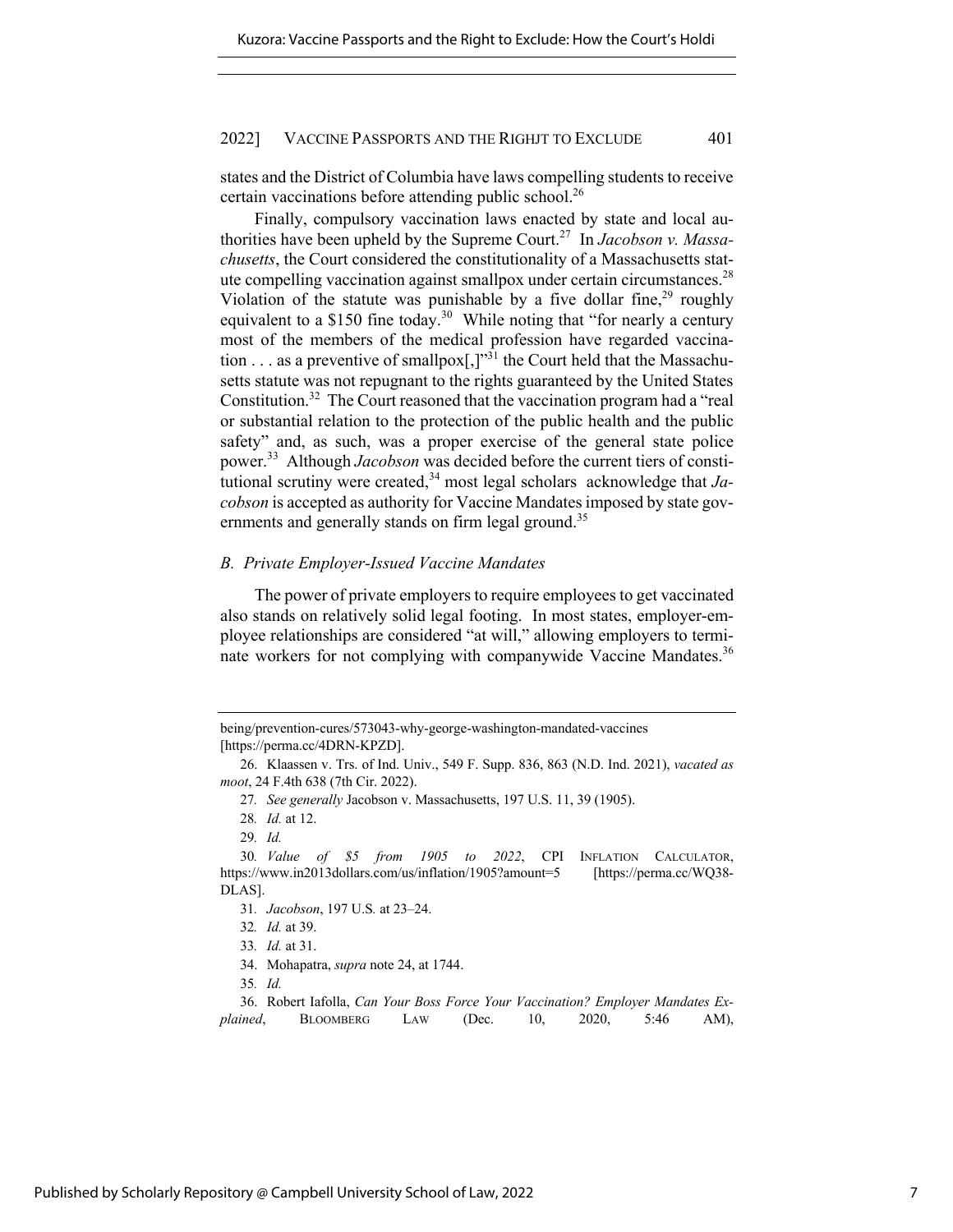states and the District of Columbia have laws compelling students to receive certain vaccinations before attending public school.[26]

Finally, compulsory vaccination laws enacted by state and local authorities have been upheld by the Supreme Court.[27] In *Jacobson v. Massachusetts*, the Court considered the constitutionality of a Massachusetts statute compelling vaccination against smallpox under certain circumstances.[28] Violation of the statute was punishable by a five dollar fine,[29] roughly equivalent to a $150 fine today.[30] While noting that "for nearly a century most of the members of the medical profession have regarded vaccination . . . as a preventive of smallpox[,]"[31] the Court held that the Massachusetts statute was not repugnant to the rights guaranteed by the United States Constitution.[32] The Court reasoned that the vaccination program had a "real or substantial relation to the protection of the public health and the public safety" and, as such, was a proper exercise of the general state police power.[33] Although *Jacobson* was decided before the current tiers of constitutional scrutiny were created,[34] most legal scholars acknowledge that *Jacobson* is accepted as authority for Vaccine Mandates imposed by state governments and generally stands on firm legal ground.[35]

### *B. Private Employer-Issued Vaccine Mandates*

The power of private employers to require employees to get vaccinated also stands on relatively solid legal footing. In most states, employer-employee relationships are considered "at will," allowing employers to terminate workers for not complying with companywide Vaccine Mandates.[36]

---

being/prevention-cures/573043-why-george-washington-mandated-vaccines [https://perma.cc/4DRN-KPZD].

26. Klaassen v. Trs. of Ind. Univ., 549 F. Supp. 836, 863 (N.D. Ind. 2021), *vacated as moot*, 24 F.4th 638 (7th Cir. 2022).

27. *See generally* Jacobson v. Massachusetts, 197 U.S. 11, 39 (1905).

28. *Id.* at 12.

29. *Id.*

30. *Value of $5 from 1905 to 2022*, CPI INFLATION CALCULATOR, https://www.in2013dollars.com/us/inflation/1905?amount=5 [https://perma.cc/WQ38-DLAS].

31. *Jacobson*, 197 U.S. at 23–24.

32. *Id.* at 39.

33. *Id.* at 31.

34. Mohapatra, *supra* note 24, at 1744.

35. *Id.*

36. Robert Iafolla, *Can Your Boss Force Your Vaccination? Employer Mandates Explained*, BLOOMBERG LAW (Dec. 10, 2020, 5:46 AM),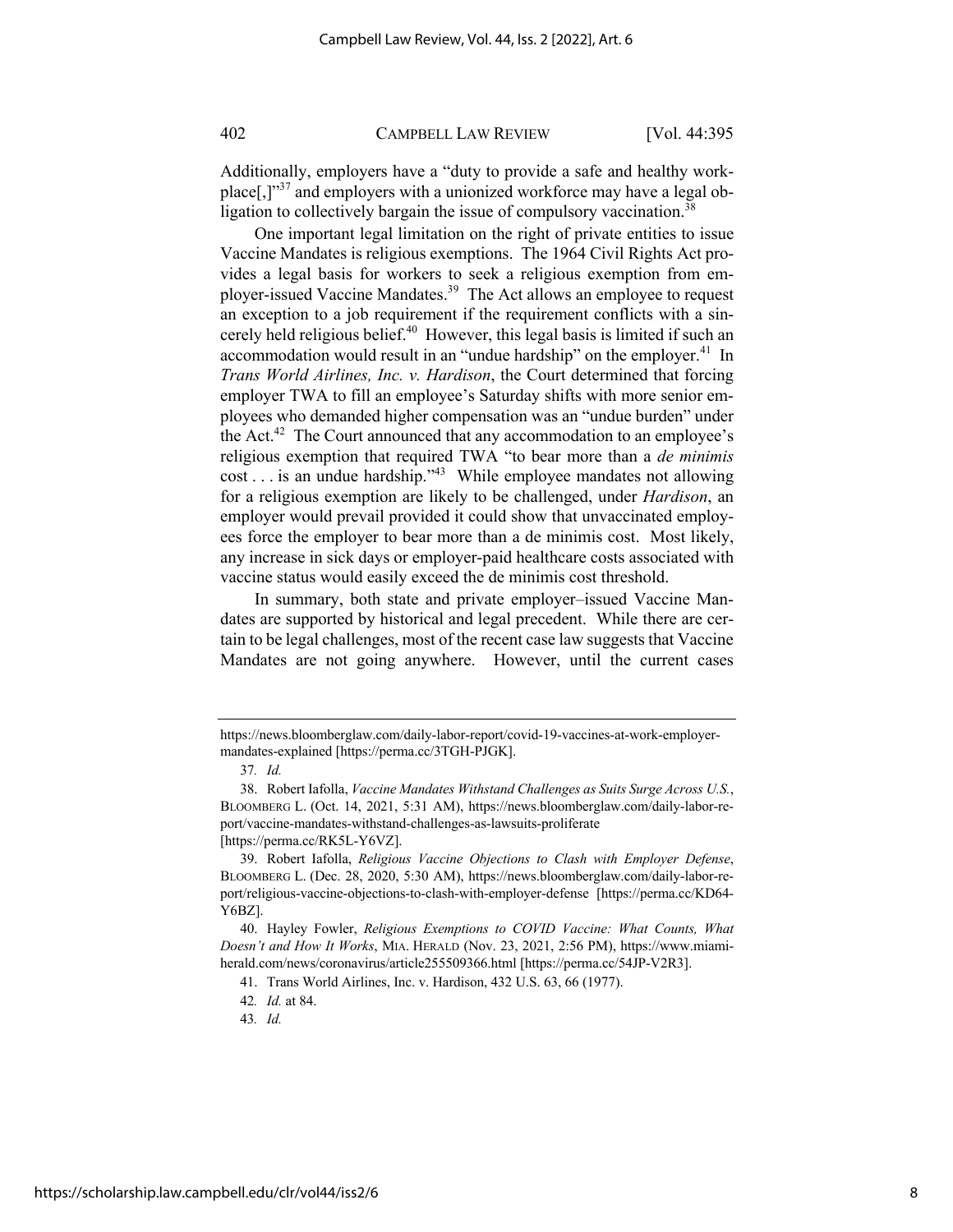Additionally, employers have a "duty to provide a safe and healthy workplace[,]"[37] and employers with a unionized workforce may have a legal obligation to collectively bargain the issue of compulsory vaccination.[38]

One important legal limitation on the right of private entities to issue Vaccine Mandates is religious exemptions. The 1964 Civil Rights Act provides a legal basis for workers to seek a religious exemption from employer-issued Vaccine Mandates.[39] The Act allows an employee to request an exception to a job requirement if the requirement conflicts with a sincerely held religious belief.[40] However, this legal basis is limited if such an accommodation would result in an "undue hardship" on the employer.[41] In *Trans World Airlines, Inc. v. Hardison*, the Court determined that forcing employer TWA to fill an employee's Saturday shifts with more senior employees who demanded higher compensation was an "undue burden" under the Act.[42] The Court announced that any accommodation to an employee's religious exemption that required TWA "to bear more than a *de minimis* cost . . . is an undue hardship."[43] While employee mandates not allowing for a religious exemption are likely to be challenged, under *Hardison*, an employer would prevail provided it could show that unvaccinated employees force the employer to bear more than a de minimis cost. Most likely, any increase in sick days or employer-paid healthcare costs associated with vaccine status would easily exceed the de minimis cost threshold.

In summary, both state and private employer–issued Vaccine Mandates are supported by historical and legal precedent. While there are certain to be legal challenges, most of the recent case law suggests that Vaccine Mandates are not going anywhere. However, until the current cases

---

https://news.bloomberglaw.com/daily-labor-report/covid-19-vaccines-at-work-employer-mandates-explained [https://perma.cc/3TGH-PJGK].

37. *Id.*

38. Robert Iafolla, *Vaccine Mandates Withstand Challenges as Suits Surge Across U.S.*, BLOOMBERG L. (Oct. 14, 2021, 5:31 AM), https://news.bloomberglaw.com/daily-labor-report/vaccine-mandates-withstand-challenges-as-lawsuits-proliferate [https://perma.cc/RK5L-Y6VZ].

39. Robert Iafolla, *Religious Vaccine Objections to Clash with Employer Defense*, BLOOMBERG L. (Dec. 28, 2020, 5:30 AM), https://news.bloomberglaw.com/daily-labor-report/religious-vaccine-objections-to-clash-with-employer-defense [https://perma.cc/KD64-Y6BZ].

40. Hayley Fowler, *Religious Exemptions to COVID Vaccine: What Counts, What Doesn't and How It Works*, MIA. HERALD (Nov. 23, 2021, 2:56 PM), https://www.miamiherald.com/news/coronavirus/article255509366.html [https://perma.cc/54JP-V2R3].

41. Trans World Airlines, Inc. v. Hardison, 432 U.S. 63, 66 (1977).

42. *Id.* at 84.

43. *Id.*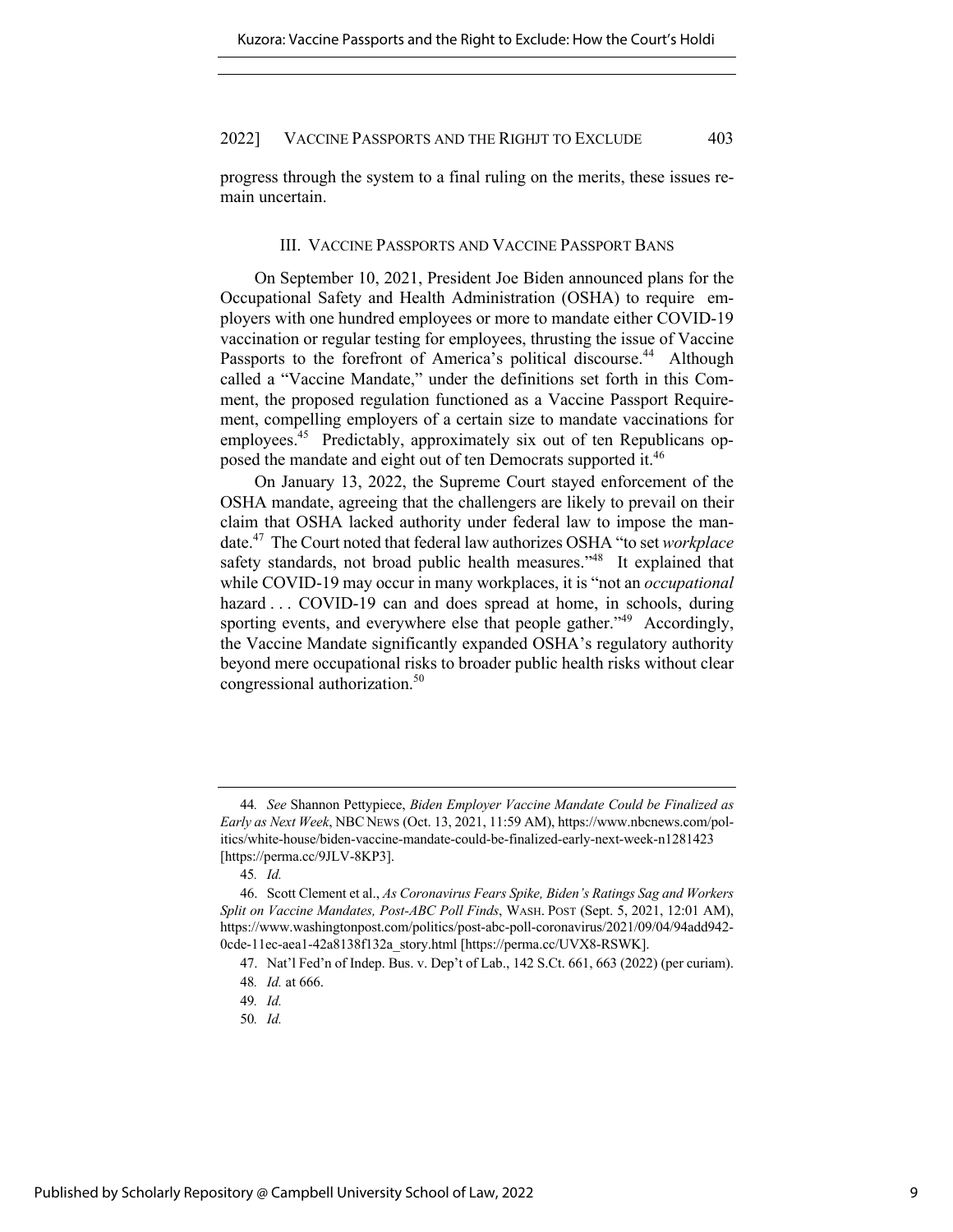progress through the system to a final ruling on the merits, these issues remain uncertain.

## III. VACCINE PASSPORTS AND VACCINE PASSPORT BANS

On September 10, 2021, President Joe Biden announced plans for the Occupational Safety and Health Administration (OSHA) to require employers with one hundred employees or more to mandate either COVID-19 vaccination or regular testing for employees, thrusting the issue of Vaccine Passports to the forefront of America's political discourse.[44] Although called a "Vaccine Mandate," under the definitions set forth in this Comment, the proposed regulation functioned as a Vaccine Passport Requirement, compelling employers of a certain size to mandate vaccinations for employees.[45] Predictably, approximately six out of ten Republicans opposed the mandate and eight out of ten Democrats supported it.[46]

On January 13, 2022, the Supreme Court stayed enforcement of the OSHA mandate, agreeing that the challengers are likely to prevail on their claim that OSHA lacked authority under federal law to impose the mandate.[47] The Court noted that federal law authorizes OSHA "to set *workplace* safety standards, not broad public health measures."[48] It explained that while COVID-19 may occur in many workplaces, it is "not an *occupational* hazard . . . COVID-19 can and does spread at home, in schools, during sporting events, and everywhere else that people gather."[49] Accordingly, the Vaccine Mandate significantly expanded OSHA's regulatory authority beyond mere occupational risks to broader public health risks without clear congressional authorization.[50]

---

44. *See* Shannon Pettypiece, *Biden Employer Vaccine Mandate Could be Finalized as Early as Next Week*, NBC NEWS (Oct. 13, 2021, 11:59 AM), https://www.nbcnews.com/politics/white-house/biden-vaccine-mandate-could-be-finalized-early-next-week-n1281423 [https://perma.cc/9JLV-8KP3].

45. *Id.*

46. Scott Clement et al., *As Coronavirus Fears Spike, Biden's Ratings Sag and Workers Split on Vaccine Mandates, Post-ABC Poll Finds*, WASH. POST (Sept. 5, 2021, 12:01 AM), https://www.washingtonpost.com/politics/post-abc-poll-coronavirus/2021/09/04/94add942-0cde-11ec-aea1-42a8138f132a_story.html [https://perma.cc/UVX8-RSWK].

47. Nat'l Fed'n of Indep. Bus. v. Dep't of Lab., 142 S.Ct. 661, 663 (2022) (per curiam).

48. *Id.* at 666.

49. *Id.*

50. *Id.*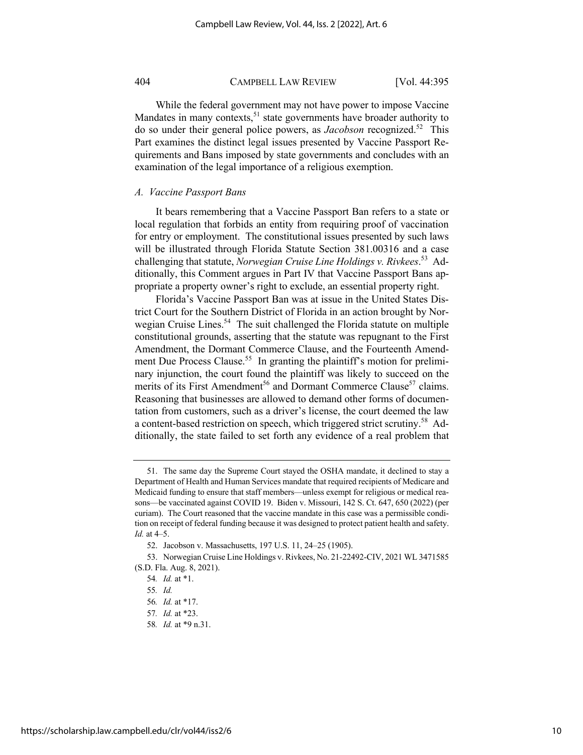While the federal government may not have power to impose Vaccine Mandates in many contexts,[51] state governments have broader authority to do so under their general police powers, as *Jacobson* recognized.[52] This Part examines the distinct legal issues presented by Vaccine Passport Requirements and Bans imposed by state governments and concludes with an examination of the legal importance of a religious exemption.

### *A. Vaccine Passport Bans*

It bears remembering that a Vaccine Passport Ban refers to a state or local regulation that forbids an entity from requiring proof of vaccination for entry or employment. The constitutional issues presented by such laws will be illustrated through Florida Statute Section 381.00316 and a case challenging that statute, *Norwegian Cruise Line Holdings v. Rivkees*.[53] Additionally, this Comment argues in Part IV that Vaccine Passport Bans appropriate a property owner's right to exclude, an essential property right.

Florida's Vaccine Passport Ban was at issue in the United States District Court for the Southern District of Florida in an action brought by Norwegian Cruise Lines.[54] The suit challenged the Florida statute on multiple constitutional grounds, asserting that the statute was repugnant to the First Amendment, the Dormant Commerce Clause, and the Fourteenth Amendment Due Process Clause.[55] In granting the plaintiff's motion for preliminary injunction, the court found the plaintiff was likely to succeed on the merits of its First Amendment[56] and Dormant Commerce Clause[57] claims. Reasoning that businesses are allowed to demand other forms of documentation from customers, such as a driver's license, the court deemed the law a content-based restriction on speech, which triggered strict scrutiny.[58] Additionally, the state failed to set forth any evidence of a real problem that

---

51. The same day the Supreme Court stayed the OSHA mandate, it declined to stay a Department of Health and Human Services mandate that required recipients of Medicare and Medicaid funding to ensure that staff members—unless exempt for religious or medical reasons—be vaccinated against COVID 19. Biden v. Missouri, 142 S. Ct. 647, 650 (2022) (per curiam). The Court reasoned that the vaccine mandate in this case was a permissible condition on receipt of federal funding because it was designed to protect patient health and safety. *Id.* at 4–5.

52. Jacobson v. Massachusetts, 197 U.S. 11, 24–25 (1905).

53. Norwegian Cruise Line Holdings v. Rivkees, No. 21-22492-CIV, 2021 WL 3471585 (S.D. Fla. Aug. 8, 2021).

54. *Id.* at *1.

55. *Id.*

56. *Id.* at *17.

57. *Id.* at *23.

58. *Id.* at *9 n.31.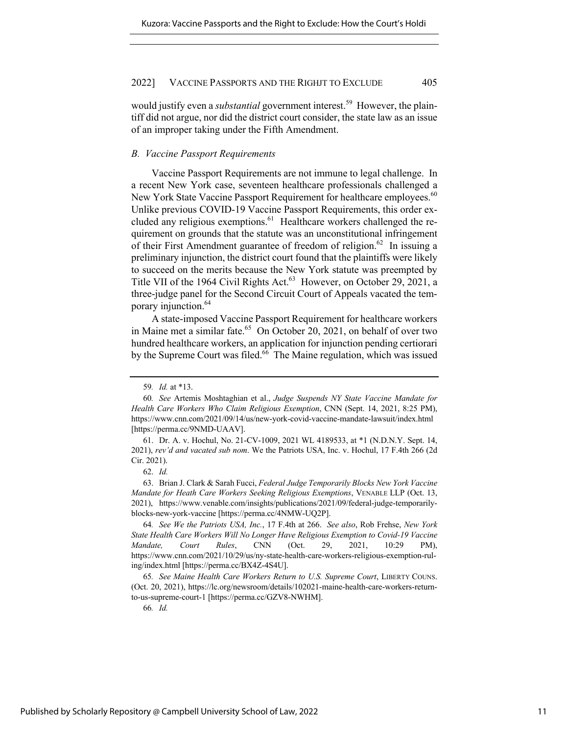would justify even a *substantial* government interest.[59] However, the plaintiff did not argue, nor did the district court consider, the state law as an issue of an improper taking under the Fifth Amendment.

### *B. Vaccine Passport Requirements*

Vaccine Passport Requirements are not immune to legal challenge. In a recent New York case, seventeen healthcare professionals challenged a New York State Vaccine Passport Requirement for healthcare employees.[60] Unlike previous COVID-19 Vaccine Passport Requirements, this order excluded any religious exemptions.[61] Healthcare workers challenged the requirement on grounds that the statute was an unconstitutional infringement of their First Amendment guarantee of freedom of religion.[62] In issuing a preliminary injunction, the district court found that the plaintiffs were likely to succeed on the merits because the New York statute was preempted by Title VII of the 1964 Civil Rights Act.[63] However, on October 29, 2021, a three-judge panel for the Second Circuit Court of Appeals vacated the temporary injunction.[64]

A state-imposed Vaccine Passport Requirement for healthcare workers in Maine met a similar fate.[65] On October 20, 2021, on behalf of over two hundred healthcare workers, an application for injunction pending certiorari by the Supreme Court was filed.[66] The Maine regulation, which was issued

---

59. *Id.* at *13.

60. *See* Artemis Moshtaghian et al., *Judge Suspends NY State Vaccine Mandate for Health Care Workers Who Claim Religious Exemption*, CNN (Sept. 14, 2021, 8:25 PM), https://www.cnn.com/2021/09/14/us/new-york-covid-vaccine-mandate-lawsuit/index.html [https://perma.cc/9NMD-UAAV].

61. Dr. A. v. Hochul, No. 21-CV-1009, 2021 WL 4189533, at *1 (N.D.N.Y. Sept. 14, 2021), *rev'd and vacated sub nom*. We the Patriots USA, Inc. v. Hochul, 17 F.4th 266 (2d Cir. 2021).

62. *Id.*

63. Brian J. Clark & Sarah Fucci, *Federal Judge Temporarily Blocks New York Vaccine Mandate for Heath Care Workers Seeking Religious Exemptions*, VENABLE LLP (Oct. 13, 2021), https://www.venable.com/insights/publications/2021/09/federal-judge-temporarily-blocks-new-york-vaccine [https://perma.cc/4NMW-UQ2P].

64. *See We the Patriots USA, Inc.*, 17 F.4th at 266. *See also*, Rob Frehse, *New York State Health Care Workers Will No Longer Have Religious Exemption to Covid-19 Vaccine Mandate, Court Rules*, CNN (Oct. 29, 2021, 10:29 PM), https://www.cnn.com/2021/10/29/us/ny-state-health-care-workers-religious-exemption-ruling/index.html [https://perma.cc/BX4Z-4S4U].

65. *See Maine Health Care Workers Return to U.S. Supreme Court*, LIBERTY COUNS. (Oct. 20, 2021), https://lc.org/newsroom/details/102021-maine-health-care-workers-return-to-us-supreme-court-1 [https://perma.cc/GZV8-NWHM].

66. *Id.*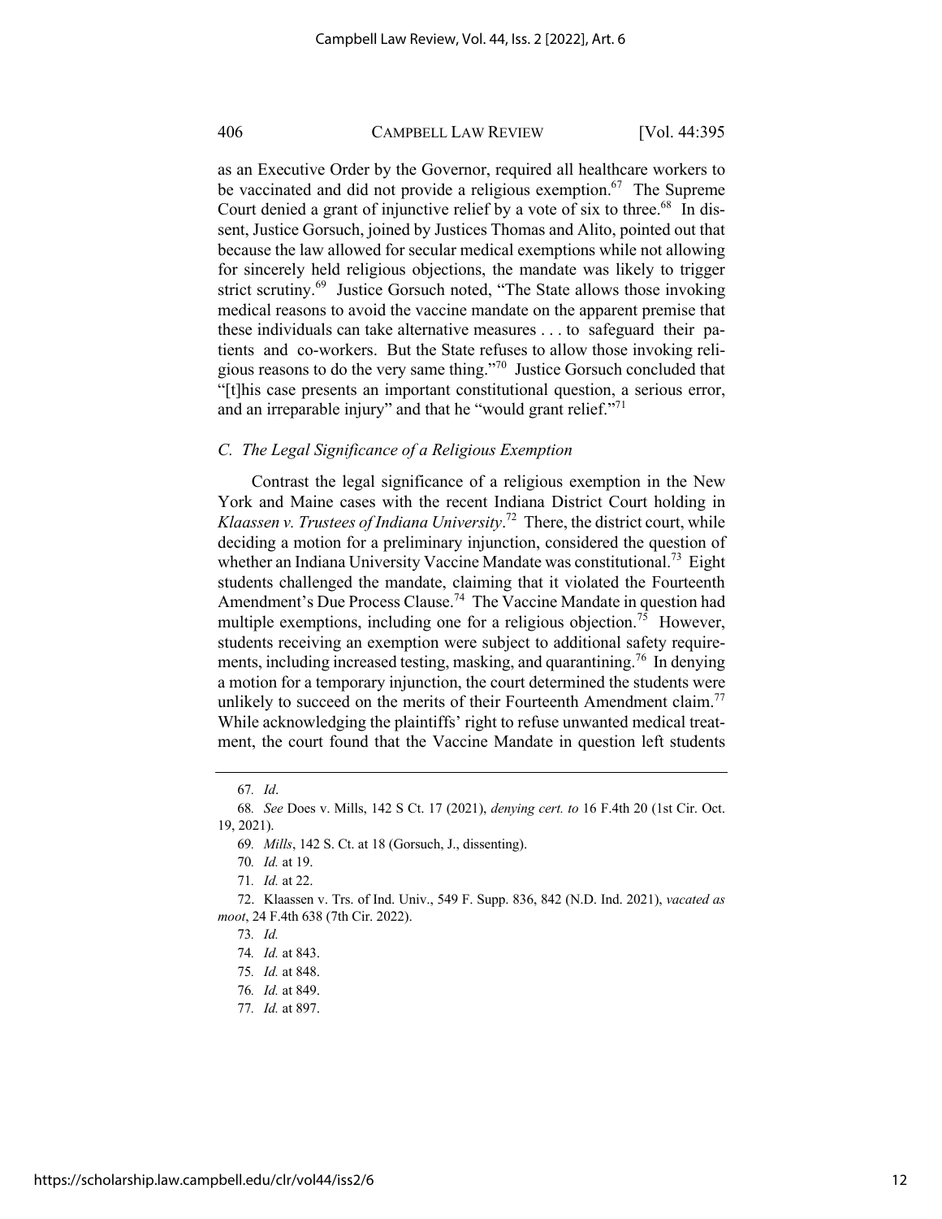as an Executive Order by the Governor, required all healthcare workers to be vaccinated and did not provide a religious exemption.[67] The Supreme Court denied a grant of injunctive relief by a vote of six to three.[68] In dissent, Justice Gorsuch, joined by Justices Thomas and Alito, pointed out that because the law allowed for secular medical exemptions while not allowing for sincerely held religious objections, the mandate was likely to trigger strict scrutiny.[69] Justice Gorsuch noted, "The State allows those invoking medical reasons to avoid the vaccine mandate on the apparent premise that these individuals can take alternative measures . . . to safeguard their patients and co-workers. But the State refuses to allow those invoking religious reasons to do the very same thing."[70] Justice Gorsuch concluded that "[t]his case presents an important constitutional question, a serious error, and an irreparable injury" and that he "would grant relief."[71]

### *C. The Legal Significance of a Religious Exemption*

Contrast the legal significance of a religious exemption in the New York and Maine cases with the recent Indiana District Court holding in *Klaassen v. Trustees of Indiana University*.[72] There, the district court, while deciding a motion for a preliminary injunction, considered the question of whether an Indiana University Vaccine Mandate was constitutional.[73] Eight students challenged the mandate, claiming that it violated the Fourteenth Amendment's Due Process Clause.[74] The Vaccine Mandate in question had multiple exemptions, including one for a religious objection.[75] However, students receiving an exemption were subject to additional safety requirements, including increased testing, masking, and quarantining.[76] In denying a motion for a temporary injunction, the court determined the students were unlikely to succeed on the merits of their Fourteenth Amendment claim.[77] While acknowledging the plaintiffs' right to refuse unwanted medical treatment, the court found that the Vaccine Mandate in question left students

---

67. *Id*.

68. *See* Does v. Mills, 142 S Ct. 17 (2021), *denying cert. to* 16 F.4th 20 (1st Cir. Oct. 19, 2021).

69. *Mills*, 142 S. Ct. at 18 (Gorsuch, J., dissenting).

70. *Id.* at 19.

71. *Id.* at 22.

72. Klaassen v. Trs. of Ind. Univ., 549 F. Supp. 836, 842 (N.D. Ind. 2021), *vacated as moot*, 24 F.4th 638 (7th Cir. 2022).

73. *Id.*

74. *Id.* at 843.

75. *Id.* at 848.

76. *Id.* at 849.

77. *Id.* at 897.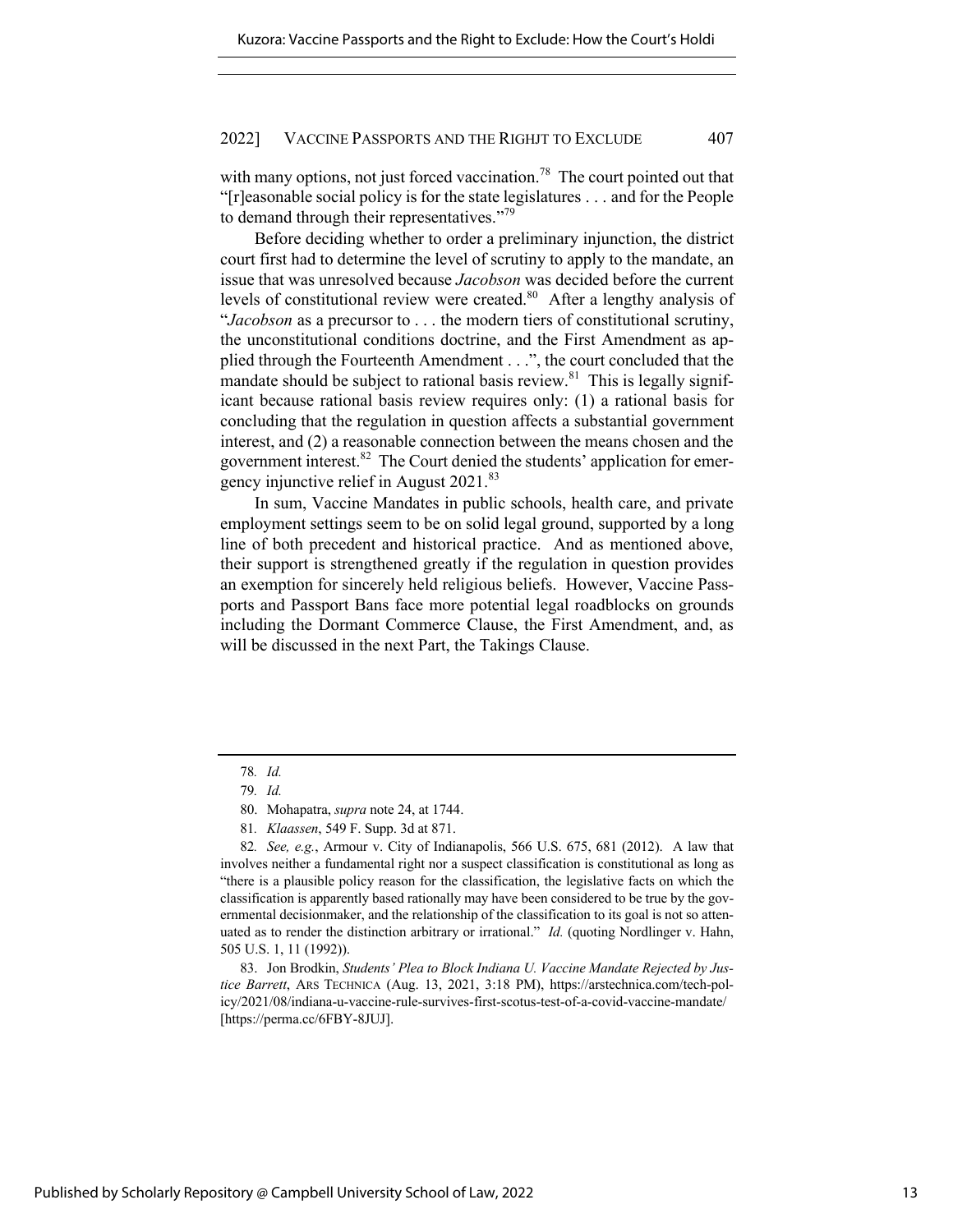with many options, not just forced vaccination.[78] The court pointed out that "[r]easonable social policy is for the state legislatures . . . and for the People to demand through their representatives."[79]

Before deciding whether to order a preliminary injunction, the district court first had to determine the level of scrutiny to apply to the mandate, an issue that was unresolved because *Jacobson* was decided before the current levels of constitutional review were created.[80] After a lengthy analysis of "*Jacobson* as a precursor to . . . the modern tiers of constitutional scrutiny, the unconstitutional conditions doctrine, and the First Amendment as applied through the Fourteenth Amendment . . .", the court concluded that the mandate should be subject to rational basis review.[81] This is legally significant because rational basis review requires only: (1) a rational basis for concluding that the regulation in question affects a substantial government interest, and (2) a reasonable connection between the means chosen and the government interest.[82] The Court denied the students' application for emergency injunctive relief in August 2021.[83]

In sum, Vaccine Mandates in public schools, health care, and private employment settings seem to be on solid legal ground, supported by a long line of both precedent and historical practice. And as mentioned above, their support is strengthened greatly if the regulation in question provides an exemption for sincerely held religious beliefs. However, Vaccine Passports and Passport Bans face more potential legal roadblocks on grounds including the Dormant Commerce Clause, the First Amendment, and, as will be discussed in the next Part, the Takings Clause.

---

78. *Id.*

79. *Id.*

80. Mohapatra, *supra* note 24, at 1744.

81. *Klaassen*, 549 F. Supp. 3d at 871.

82. *See, e.g.*, Armour v. City of Indianapolis, 566 U.S. 675, 681 (2012). A law that involves neither a fundamental right nor a suspect classification is constitutional as long as "there is a plausible policy reason for the classification, the legislative facts on which the classification is apparently based rationally may have been considered to be true by the governmental decisionmaker, and the relationship of the classification to its goal is not so attenuated as to render the distinction arbitrary or irrational." *Id.* (quoting Nordlinger v. Hahn, 505 U.S. 1, 11 (1992)).

83. Jon Brodkin, *Students' Plea to Block Indiana U. Vaccine Mandate Rejected by Justice Barrett*, ARS TECHNICA (Aug. 13, 2021, 3:18 PM), https://arstechnica.com/tech-policy/2021/08/indiana-u-vaccine-rule-survives-first-scotus-test-of-a-covid-vaccine-mandate/ [https://perma.cc/6FBY-8JUJ].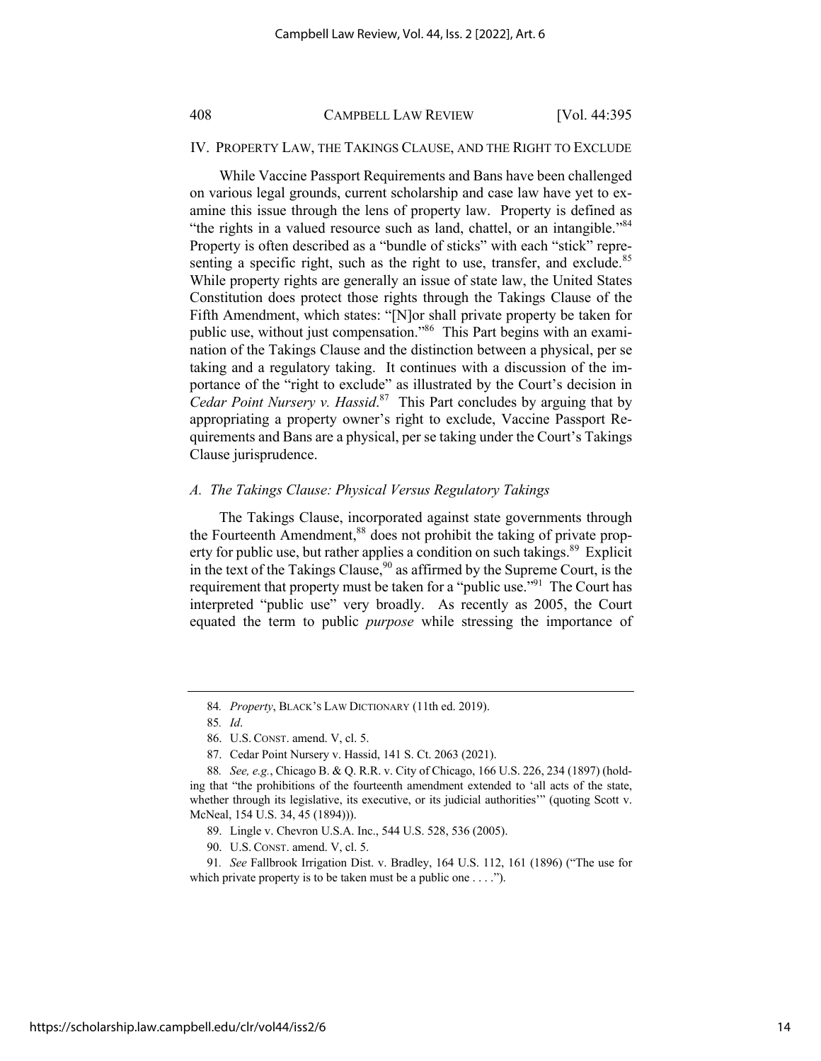## IV. Property Law, the Takings Clause, and the Right to Exclude

While Vaccine Passport Requirements and Bans have been challenged on various legal grounds, current scholarship and case law have yet to examine this issue through the lens of property law. Property is defined as "the rights in a valued resource such as land, chattel, or an intangible."[84] Property is often described as a "bundle of sticks" with each "stick" representing a specific right, such as the right to use, transfer, and exclude.[85] While property rights are generally an issue of state law, the United States Constitution does protect those rights through the Takings Clause of the Fifth Amendment, which states: "[N]or shall private property be taken for public use, without just compensation."[86] This Part begins with an examination of the Takings Clause and the distinction between a physical, per se taking and a regulatory taking. It continues with a discussion of the importance of the "right to exclude" as illustrated by the Court's decision in *Cedar Point Nursery v. Hassid*.[87] This Part concludes by arguing that by appropriating a property owner's right to exclude, Vaccine Passport Requirements and Bans are a physical, per se taking under the Court's Takings Clause jurisprudence.

### *A. The Takings Clause: Physical Versus Regulatory Takings*

The Takings Clause, incorporated against state governments through the Fourteenth Amendment,[88] does not prohibit the taking of private property for public use, but rather applies a condition on such takings.[89] Explicit in the text of the Takings Clause,[90] as affirmed by the Supreme Court, is the requirement that property must be taken for a "public use."[91] The Court has interpreted "public use" very broadly. As recently as 2005, the Court equated the term to public *purpose* while stressing the importance of

---

84. *Property*, BLACK'S LAW DICTIONARY (11th ed. 2019).

85. *Id*.

86. U.S. CONST. amend. V, cl. 5.

87. Cedar Point Nursery v. Hassid, 141 S. Ct. 2063 (2021).

88. *See, e.g.*, Chicago B. & Q. R.R. v. City of Chicago, 166 U.S. 226, 234 (1897) (holding that "the prohibitions of the fourteenth amendment extended to 'all acts of the state, whether through its legislative, its executive, or its judicial authorities'" (quoting Scott v. McNeal, 154 U.S. 34, 45 (1894))).

89. Lingle v. Chevron U.S.A. Inc., 544 U.S. 528, 536 (2005).

90. U.S. CONST. amend. V, cl. 5.

91. *See* Fallbrook Irrigation Dist. v. Bradley, 164 U.S. 112, 161 (1896) ("The use for which private property is to be taken must be a public one . . . .").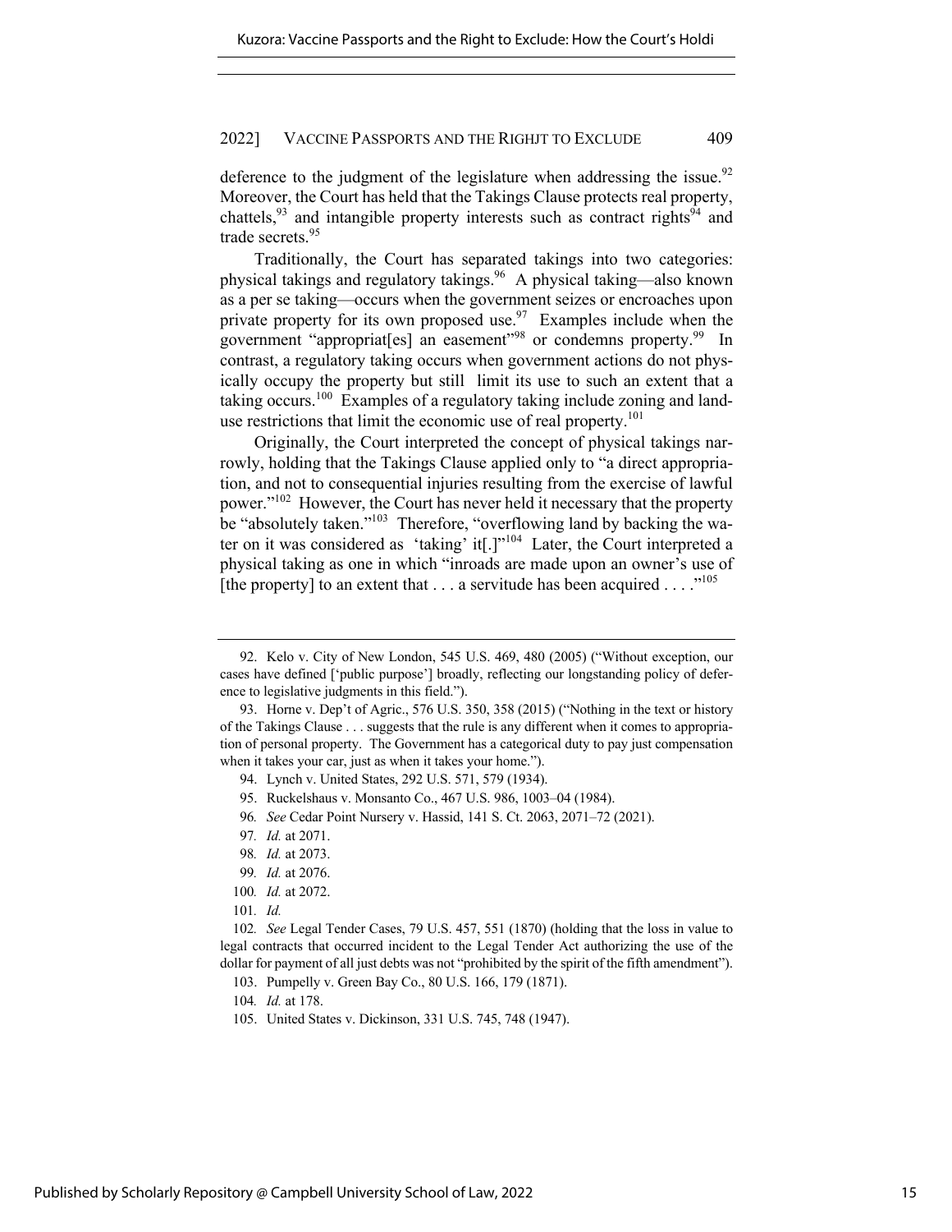deference to the judgment of the legislature when addressing the issue.[92] Moreover, the Court has held that the Takings Clause protects real property, chattels,[93] and intangible property interests such as contract rights[94] and trade secrets.[95]

Traditionally, the Court has separated takings into two categories: physical takings and regulatory takings.[96] A physical taking—also known as a per se taking—occurs when the government seizes or encroaches upon private property for its own proposed use.[97] Examples include when the government "appropriat[es] an easement"[98] or condemns property.[99] In contrast, a regulatory taking occurs when government actions do not physically occupy the property but still limit its use to such an extent that a taking occurs.[100] Examples of a regulatory taking include zoning and land-use restrictions that limit the economic use of real property.[101]

Originally, the Court interpreted the concept of physical takings narrowly, holding that the Takings Clause applied only to "a direct appropriation, and not to consequential injuries resulting from the exercise of lawful power."[102] However, the Court has never held it necessary that the property be "absolutely taken."[103] Therefore, "overflowing land by backing the water on it was considered as 'taking' it[.]"[104] Later, the Court interpreted a physical taking as one in which "inroads are made upon an owner's use of [the property] to an extent that . . . a servitude has been acquired . . . ."[105]

---

92. Kelo v. City of New London, 545 U.S. 469, 480 (2005) ("Without exception, our cases have defined ['public purpose'] broadly, reflecting our longstanding policy of deference to legislative judgments in this field.").

93. Horne v. Dep't of Agric., 576 U.S. 350, 358 (2015) ("Nothing in the text or history of the Takings Clause . . . suggests that the rule is any different when it comes to appropriation of personal property. The Government has a categorical duty to pay just compensation when it takes your car, just as when it takes your home.").

94. Lynch v. United States, 292 U.S. 571, 579 (1934).

95. Ruckelshaus v. Monsanto Co., 467 U.S. 986, 1003–04 (1984).

96. *See* Cedar Point Nursery v. Hassid, 141 S. Ct. 2063, 2071–72 (2021).

97. *Id.* at 2071.

98. *Id.* at 2073.

99. *Id.* at 2076.

100. *Id.* at 2072.

101. *Id.*

102. *See* Legal Tender Cases, 79 U.S. 457, 551 (1870) (holding that the loss in value to legal contracts that occurred incident to the Legal Tender Act authorizing the use of the dollar for payment of all just debts was not "prohibited by the spirit of the fifth amendment").

103. Pumpelly v. Green Bay Co., 80 U.S. 166, 179 (1871).

104. *Id.* at 178.

105. United States v. Dickinson, 331 U.S. 745, 748 (1947).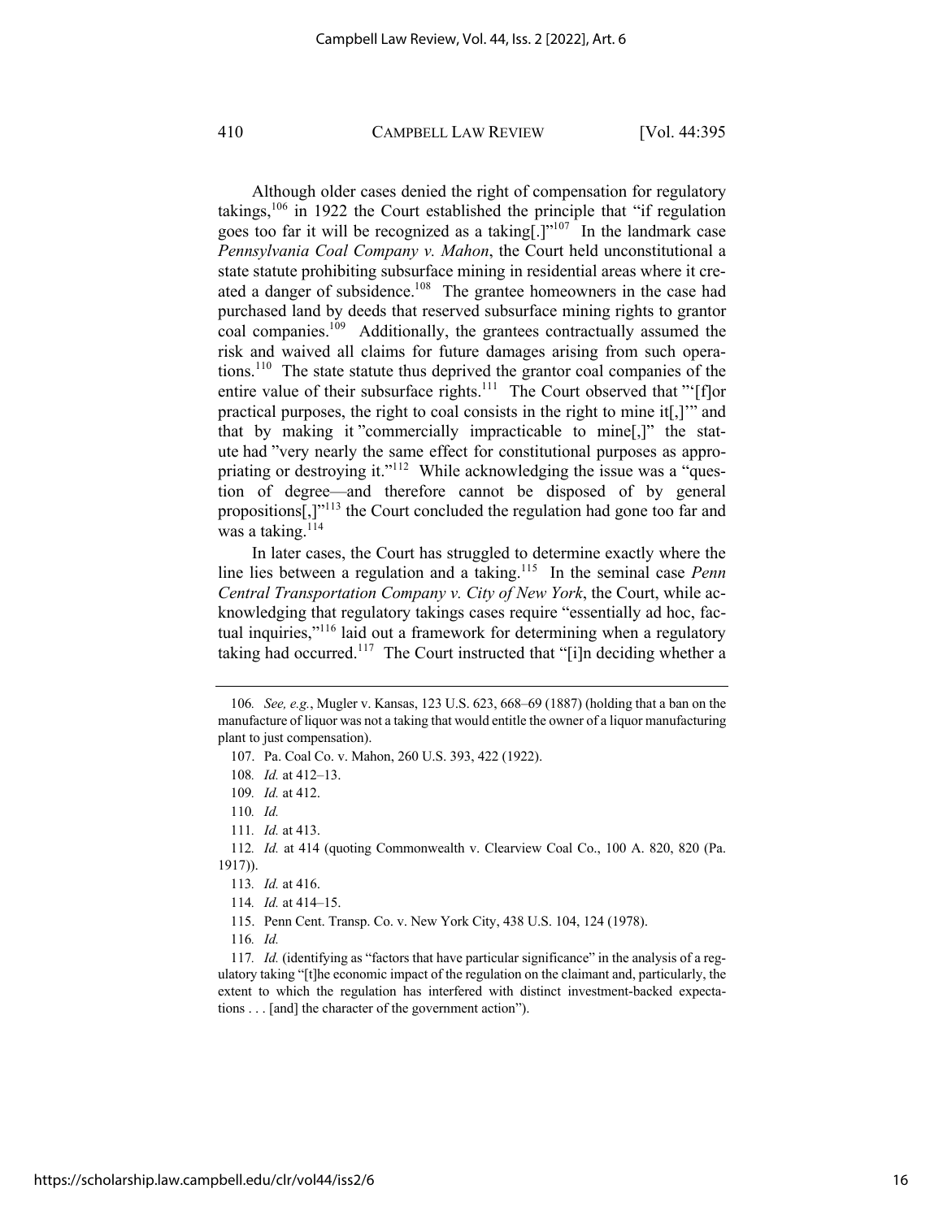Although older cases denied the right of compensation for regulatory takings,[106] in 1922 the Court established the principle that "if regulation goes too far it will be recognized as a taking[.]"[107] In the landmark case *Pennsylvania Coal Company v. Mahon*, the Court held unconstitutional a state statute prohibiting subsurface mining in residential areas where it created a danger of subsidence.[108] The grantee homeowners in the case had purchased land by deeds that reserved subsurface mining rights to grantor coal companies.[109] Additionally, the grantees contractually assumed the risk and waived all claims for future damages arising from such operations.[110] The state statute thus deprived the grantor coal companies of the entire value of their subsurface rights.[111] The Court observed that "'[f]or practical purposes, the right to coal consists in the right to mine it[,]'" and that by making it "commercially impracticable to mine[,]" the statute had "very nearly the same effect for constitutional purposes as appropriating or destroying it."[112] While acknowledging the issue was a "question of degree—and therefore cannot be disposed of by general propositions[,]"[113] the Court concluded the regulation had gone too far and was a taking.[114]

In later cases, the Court has struggled to determine exactly where the line lies between a regulation and a taking.[115] In the seminal case *Penn Central Transportation Company v. City of New York*, the Court, while acknowledging that regulatory takings cases require "essentially ad hoc, factual inquiries,"[116] laid out a framework for determining when a regulatory taking had occurred.[117] The Court instructed that "[i]n deciding whether a

---

106. *See, e.g.*, Mugler v. Kansas, 123 U.S. 623, 668–69 (1887) (holding that a ban on the manufacture of liquor was not a taking that would entitle the owner of a liquor manufacturing plant to just compensation).

107. Pa. Coal Co. v. Mahon, 260 U.S. 393, 422 (1922).

108. *Id.* at 412–13.

109. *Id.* at 412.

110. *Id.*

111. *Id.* at 413.

112. *Id.* at 414 (quoting Commonwealth v. Clearview Coal Co., 100 A. 820, 820 (Pa. 1917)).

113. *Id.* at 416.

114. *Id.* at 414–15.

115. Penn Cent. Transp. Co. v. New York City, 438 U.S. 104, 124 (1978).

116. *Id.*

117. *Id.* (identifying as "factors that have particular significance" in the analysis of a regulatory taking "[t]he economic impact of the regulation on the claimant and, particularly, the extent to which the regulation has interfered with distinct investment-backed expectations . . . [and] the character of the government action").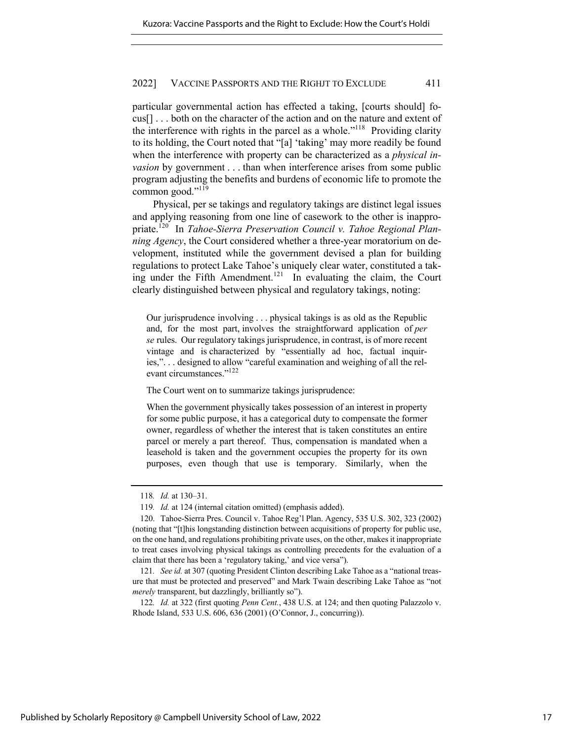particular governmental action has effected a taking, [courts should] focus[] . . . both on the character of the action and on the nature and extent of the interference with rights in the parcel as a whole."[118] Providing clarity to its holding, the Court noted that "[a] 'taking' may more readily be found when the interference with property can be characterized as a *physical invasion* by government . . . than when interference arises from some public program adjusting the benefits and burdens of economic life to promote the common good."[119]

Physical, per se takings and regulatory takings are distinct legal issues and applying reasoning from one line of casework to the other is inappropriate.[120] In *Tahoe-Sierra Preservation Council v. Tahoe Regional Planning Agency*, the Court considered whether a three-year moratorium on development, instituted while the government devised a plan for building regulations to protect Lake Tahoe's uniquely clear water, constituted a taking under the Fifth Amendment.[121] In evaluating the claim, the Court clearly distinguished between physical and regulatory takings, noting:

> Our jurisprudence involving . . . physical takings is as old as the Republic and, for the most part, involves the straightforward application of *per se* rules. Our regulatory takings jurisprudence, in contrast, is of more recent vintage and is characterized by "essentially ad hoc, factual inquiries,". . . designed to allow "careful examination and weighing of all the relevant circumstances."[122]

The Court went on to summarize takings jurisprudence:

> When the government physically takes possession of an interest in property for some public purpose, it has a categorical duty to compensate the former owner, regardless of whether the interest that is taken constitutes an entire parcel or merely a part thereof. Thus, compensation is mandated when a leasehold is taken and the government occupies the property for its own purposes, even though that use is temporary. Similarly, when the

---

118. *Id.* at 130–31.

119. *Id.* at 124 (internal citation omitted) (emphasis added).

120. Tahoe-Sierra Pres. Council v. Tahoe Reg'l Plan. Agency, 535 U.S. 302, 323 (2002) (noting that "[t]his longstanding distinction between acquisitions of property for public use, on the one hand, and regulations prohibiting private uses, on the other, makes it inappropriate to treat cases involving physical takings as controlling precedents for the evaluation of a claim that there has been a 'regulatory taking,' and vice versa").

121. *See id.* at 307 (quoting President Clinton describing Lake Tahoe as a "national treasure that must be protected and preserved" and Mark Twain describing Lake Tahoe as "not *merely* transparent, but dazzlingly, brilliantly so").

122. *Id.* at 322 (first quoting *Penn Cent.*, 438 U.S. at 124; and then quoting Palazzolo v. Rhode Island, 533 U.S. 606, 636 (2001) (O'Connor, J., concurring)).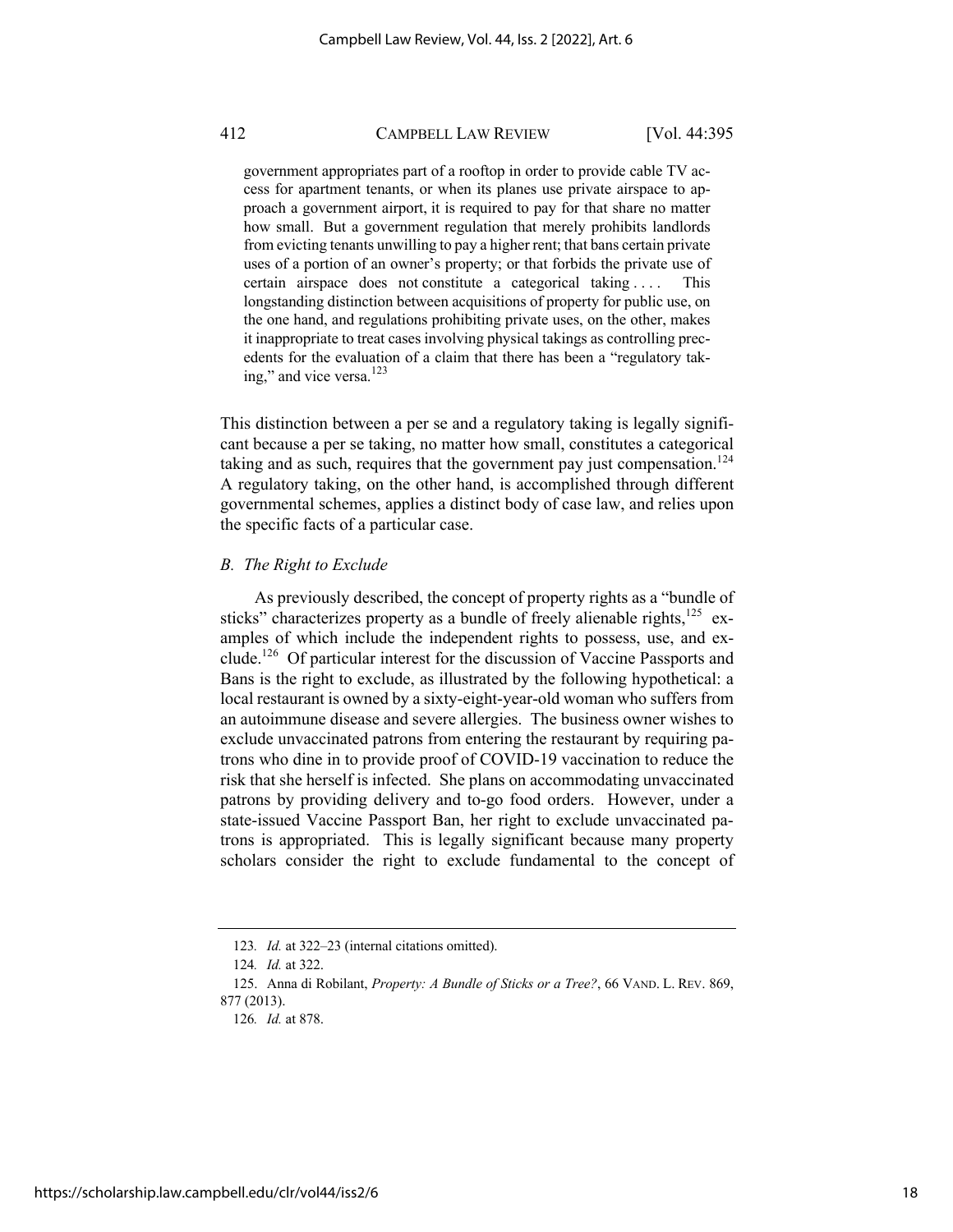> government appropriates part of a rooftop in order to provide cable TV access for apartment tenants, or when its planes use private airspace to approach a government airport, it is required to pay for that share no matter how small. But a government regulation that merely prohibits landlords from evicting tenants unwilling to pay a higher rent; that bans certain private uses of a portion of an owner's property; or that forbids the private use of certain airspace does not constitute a categorical taking . . . . This longstanding distinction between acquisitions of property for public use, on the one hand, and regulations prohibiting private uses, on the other, makes it inappropriate to treat cases involving physical takings as controlling precedents for the evaluation of a claim that there has been a "regulatory taking," and vice versa.[123]

This distinction between a per se and a regulatory taking is legally significant because a per se taking, no matter how small, constitutes a categorical taking and as such, requires that the government pay just compensation.[124] A regulatory taking, on the other hand, is accomplished through different governmental schemes, applies a distinct body of case law, and relies upon the specific facts of a particular case.

### *B. The Right to Exclude*

As previously described, the concept of property rights as a "bundle of sticks" characterizes property as a bundle of freely alienable rights,[125] examples of which include the independent rights to possess, use, and exclude.[126] Of particular interest for the discussion of Vaccine Passports and Bans is the right to exclude, as illustrated by the following hypothetical: a local restaurant is owned by a sixty-eight-year-old woman who suffers from an autoimmune disease and severe allergies. The business owner wishes to exclude unvaccinated patrons from entering the restaurant by requiring patrons who dine in to provide proof of COVID-19 vaccination to reduce the risk that she herself is infected. She plans on accommodating unvaccinated patrons by providing delivery and to-go food orders. However, under a state-issued Vaccine Passport Ban, her right to exclude unvaccinated patrons is appropriated. This is legally significant because many property scholars consider the right to exclude fundamental to the concept of

---

123. *Id.* at 322–23 (internal citations omitted).

124. *Id.* at 322.

125. Anna di Robilant, *Property: A Bundle of Sticks or a Tree?*, 66 VAND. L. REV. 869, 877 (2013).

126. *Id.* at 878.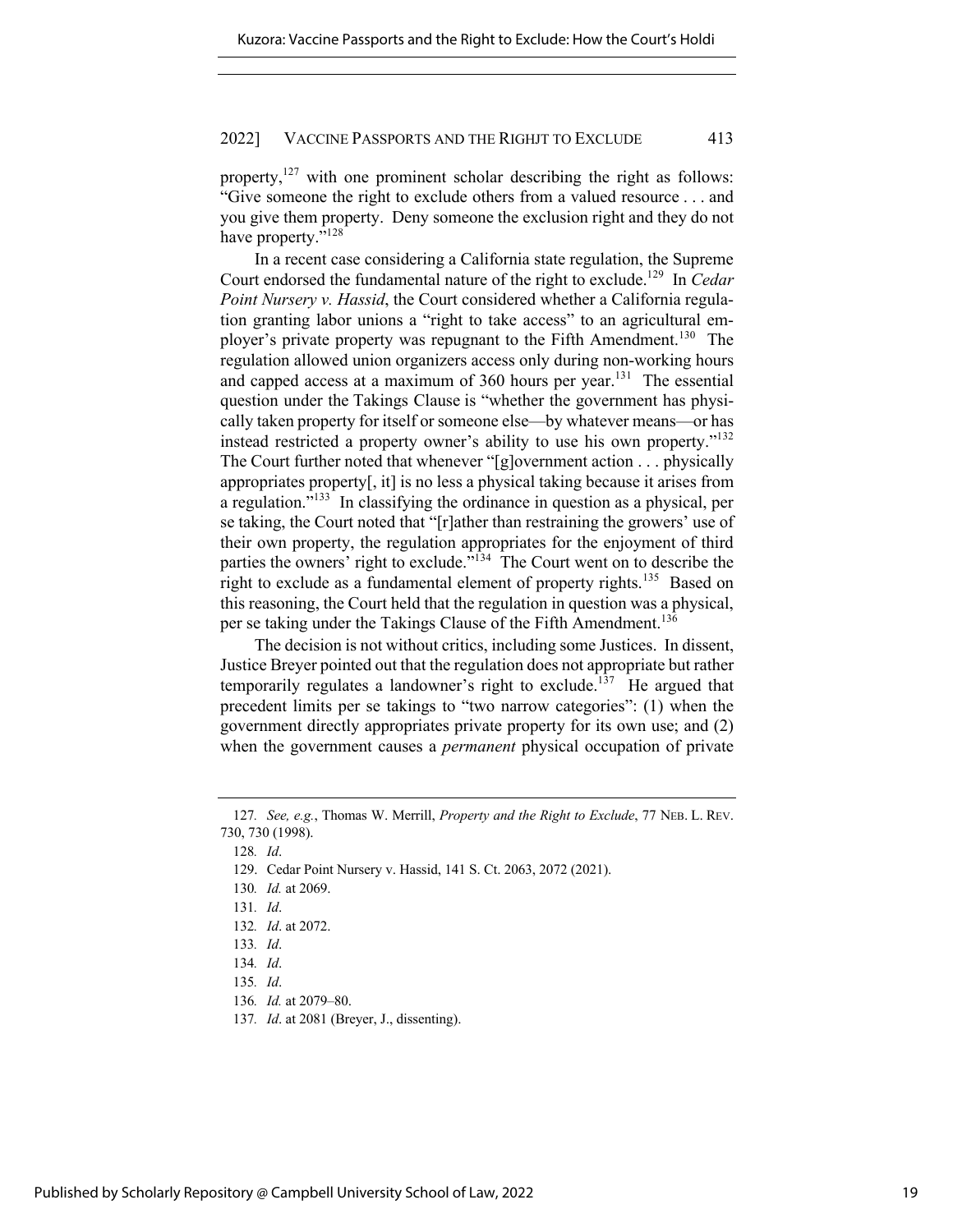property,[127] with one prominent scholar describing the right as follows: "Give someone the right to exclude others from a valued resource . . . and you give them property. Deny someone the exclusion right and they do not have property."[128]

In a recent case considering a California state regulation, the Supreme Court endorsed the fundamental nature of the right to exclude.[129] In *Cedar Point Nursery v. Hassid*, the Court considered whether a California regulation granting labor unions a "right to take access" to an agricultural employer's private property was repugnant to the Fifth Amendment.[130] The regulation allowed union organizers access only during non-working hours and capped access at a maximum of 360 hours per year.[131] The essential question under the Takings Clause is "whether the government has physically taken property for itself or someone else—by whatever means—or has instead restricted a property owner's ability to use his own property."[132] The Court further noted that whenever "[g]overnment action . . . physically appropriates property[, it] is no less a physical taking because it arises from a regulation."[133] In classifying the ordinance in question as a physical, per se taking, the Court noted that "[r]ather than restraining the growers' use of their own property, the regulation appropriates for the enjoyment of third parties the owners' right to exclude."[134] The Court went on to describe the right to exclude as a fundamental element of property rights.[135] Based on this reasoning, the Court held that the regulation in question was a physical, per se taking under the Takings Clause of the Fifth Amendment.[136]

The decision is not without critics, including some Justices. In dissent, Justice Breyer pointed out that the regulation does not appropriate but rather temporarily regulates a landowner's right to exclude.[137] He argued that precedent limits per se takings to "two narrow categories": (1) when the government directly appropriates private property for its own use; and (2) when the government causes a *permanent* physical occupation of private

---

127. *See, e.g.*, Thomas W. Merrill, *Property and the Right to Exclude*, 77 NEB. L. REV. 730, 730 (1998).

128. *Id*.

129. Cedar Point Nursery v. Hassid, 141 S. Ct. 2063, 2072 (2021).

130. *Id.* at 2069.

131. *Id*.

132. *Id*. at 2072.

133. *Id*.

134. *Id*.

135. *Id*.

136. *Id.* at 2079–80.

137. *Id*. at 2081 (Breyer, J., dissenting).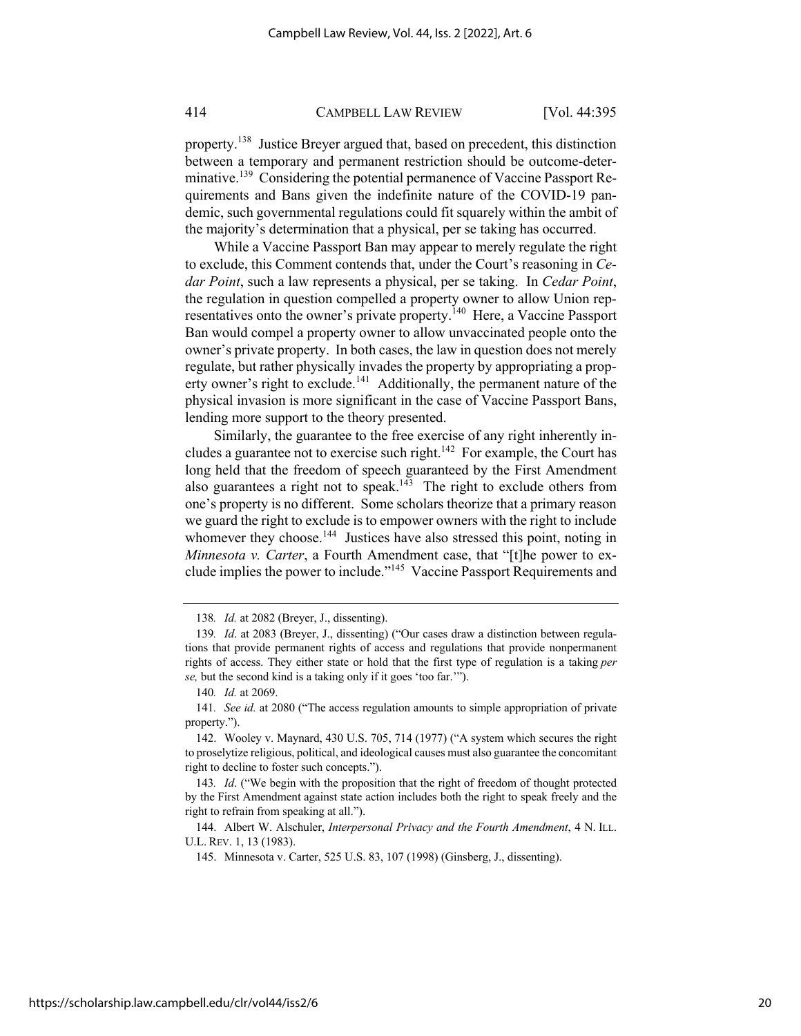property.[138] Justice Breyer argued that, based on precedent, this distinction between a temporary and permanent restriction should be outcome-determinative.[139] Considering the potential permanence of Vaccine Passport Requirements and Bans given the indefinite nature of the COVID-19 pandemic, such governmental regulations could fit squarely within the ambit of the majority's determination that a physical, per se taking has occurred.

While a Vaccine Passport Ban may appear to merely regulate the right to exclude, this Comment contends that, under the Court's reasoning in *Cedar Point*, such a law represents a physical, per se taking. In *Cedar Point*, the regulation in question compelled a property owner to allow Union representatives onto the owner's private property.[140] Here, a Vaccine Passport Ban would compel a property owner to allow unvaccinated people onto the owner's private property. In both cases, the law in question does not merely regulate, but rather physically invades the property by appropriating a property owner's right to exclude.[141] Additionally, the permanent nature of the physical invasion is more significant in the case of Vaccine Passport Bans, lending more support to the theory presented.

Similarly, the guarantee to the free exercise of any right inherently includes a guarantee not to exercise such right.[142] For example, the Court has long held that the freedom of speech guaranteed by the First Amendment also guarantees a right not to speak.[143] The right to exclude others from one's property is no different. Some scholars theorize that a primary reason we guard the right to exclude is to empower owners with the right to include whomever they choose.[144] Justices have also stressed this point, noting in *Minnesota v. Carter*, a Fourth Amendment case, that "[t]he power to exclude implies the power to include."[145] Vaccine Passport Requirements and

---

138. *Id.* at 2082 (Breyer, J., dissenting).

139. *Id*. at 2083 (Breyer, J., dissenting) ("Our cases draw a distinction between regulations that provide permanent rights of access and regulations that provide nonpermanent rights of access. They either state or hold that the first type of regulation is a taking *per se,* but the second kind is a taking only if it goes 'too far.'").

140. *Id.* at 2069.

141. *See id.* at 2080 ("The access regulation amounts to simple appropriation of private property.").

142. Wooley v. Maynard, 430 U.S. 705, 714 (1977) ("A system which secures the right to proselytize religious, political, and ideological causes must also guarantee the concomitant right to decline to foster such concepts.").

143. *Id*. ("We begin with the proposition that the right of freedom of thought protected by the First Amendment against state action includes both the right to speak freely and the right to refrain from speaking at all.").

144. Albert W. Alschuler, *Interpersonal Privacy and the Fourth Amendment*, 4 N. ILL. U.L. REV. 1, 13 (1983).

145. Minnesota v. Carter, 525 U.S. 83, 107 (1998) (Ginsberg, J., dissenting).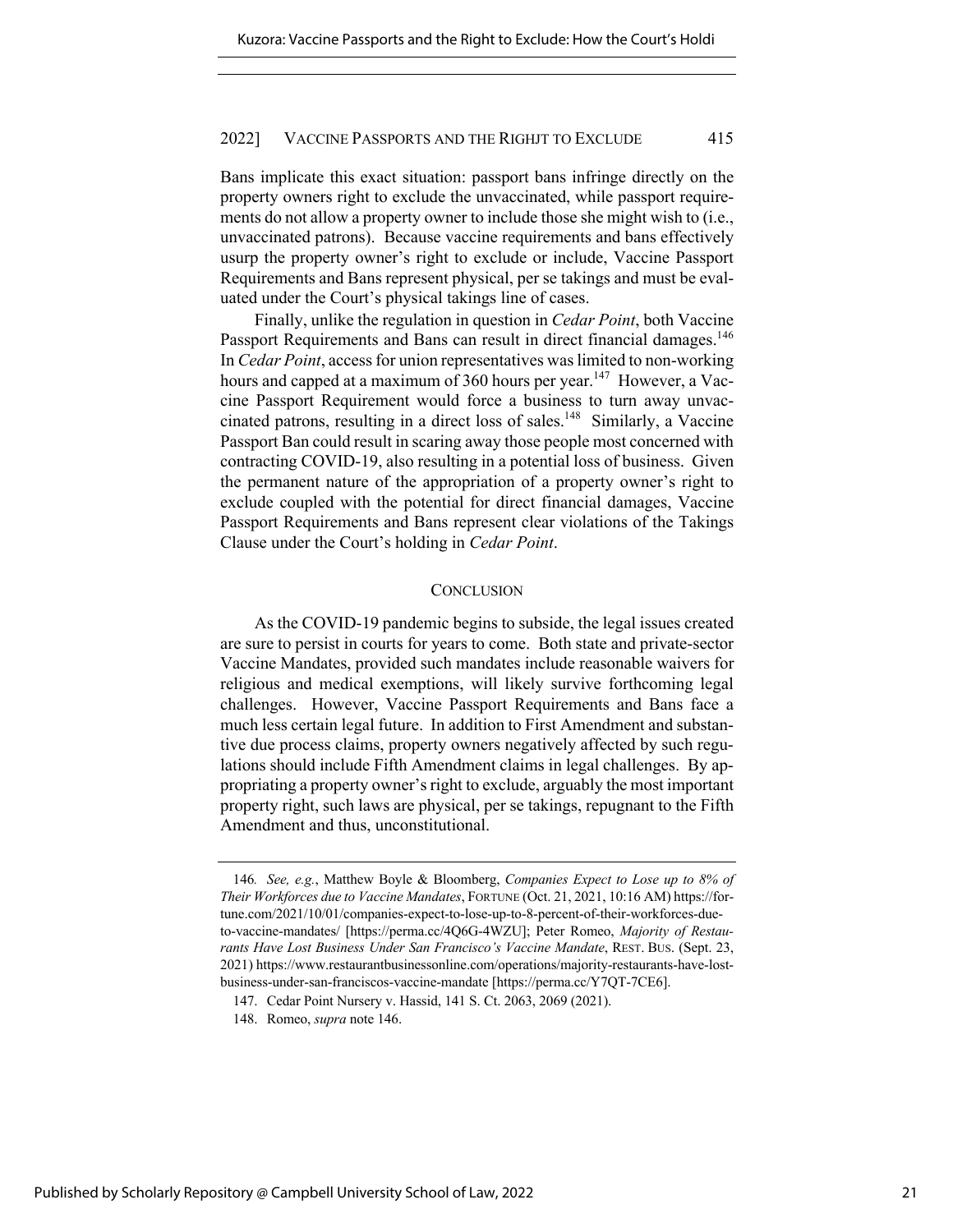Bans implicate this exact situation: passport bans infringe directly on the property owners right to exclude the unvaccinated, while passport requirements do not allow a property owner to include those she might wish to (i.e., unvaccinated patrons). Because vaccine requirements and bans effectively usurp the property owner's right to exclude or include, Vaccine Passport Requirements and Bans represent physical, per se takings and must be evaluated under the Court's physical takings line of cases.

Finally, unlike the regulation in question in *Cedar Point*, both Vaccine Passport Requirements and Bans can result in direct financial damages.[146] In *Cedar Point*, access for union representatives was limited to non-working hours and capped at a maximum of 360 hours per year.[147] However, a Vaccine Passport Requirement would force a business to turn away unvaccinated patrons, resulting in a direct loss of sales.[148] Similarly, a Vaccine Passport Ban could result in scaring away those people most concerned with contracting COVID-19, also resulting in a potential loss of business. Given the permanent nature of the appropriation of a property owner's right to exclude coupled with the potential for direct financial damages, Vaccine Passport Requirements and Bans represent clear violations of the Takings Clause under the Court's holding in *Cedar Point*.

## CONCLUSION

As the COVID-19 pandemic begins to subside, the legal issues created are sure to persist in courts for years to come. Both state and private-sector Vaccine Mandates, provided such mandates include reasonable waivers for religious and medical exemptions, will likely survive forthcoming legal challenges. However, Vaccine Passport Requirements and Bans face a much less certain legal future. In addition to First Amendment and substantive due process claims, property owners negatively affected by such regulations should include Fifth Amendment claims in legal challenges. By appropriating a property owner's right to exclude, arguably the most important property right, such laws are physical, per se takings, repugnant to the Fifth Amendment and thus, unconstitutional.

---

146. *See, e.g.*, Matthew Boyle & Bloomberg, *Companies Expect to Lose up to 8% of Their Workforces due to Vaccine Mandates*, FORTUNE (Oct. 21, 2021, 10:16 AM) https://fortune.com/2021/10/01/companies-expect-to-lose-up-to-8-percent-of-their-workforces-due-to-vaccine-mandates/ [https://perma.cc/4Q6G-4WZU]; Peter Romeo, *Majority of Restaurants Have Lost Business Under San Francisco's Vaccine Mandate*, REST. BUS. (Sept. 23, 2021) https://www.restaurantbusinessonline.com/operations/majority-restaurants-have-lost-business-under-san-franciscos-vaccine-mandate [https://perma.cc/Y7QT-7CE6].

147. Cedar Point Nursery v. Hassid, 141 S. Ct. 2063, 2069 (2021).

148. Romeo, *supra* note 146.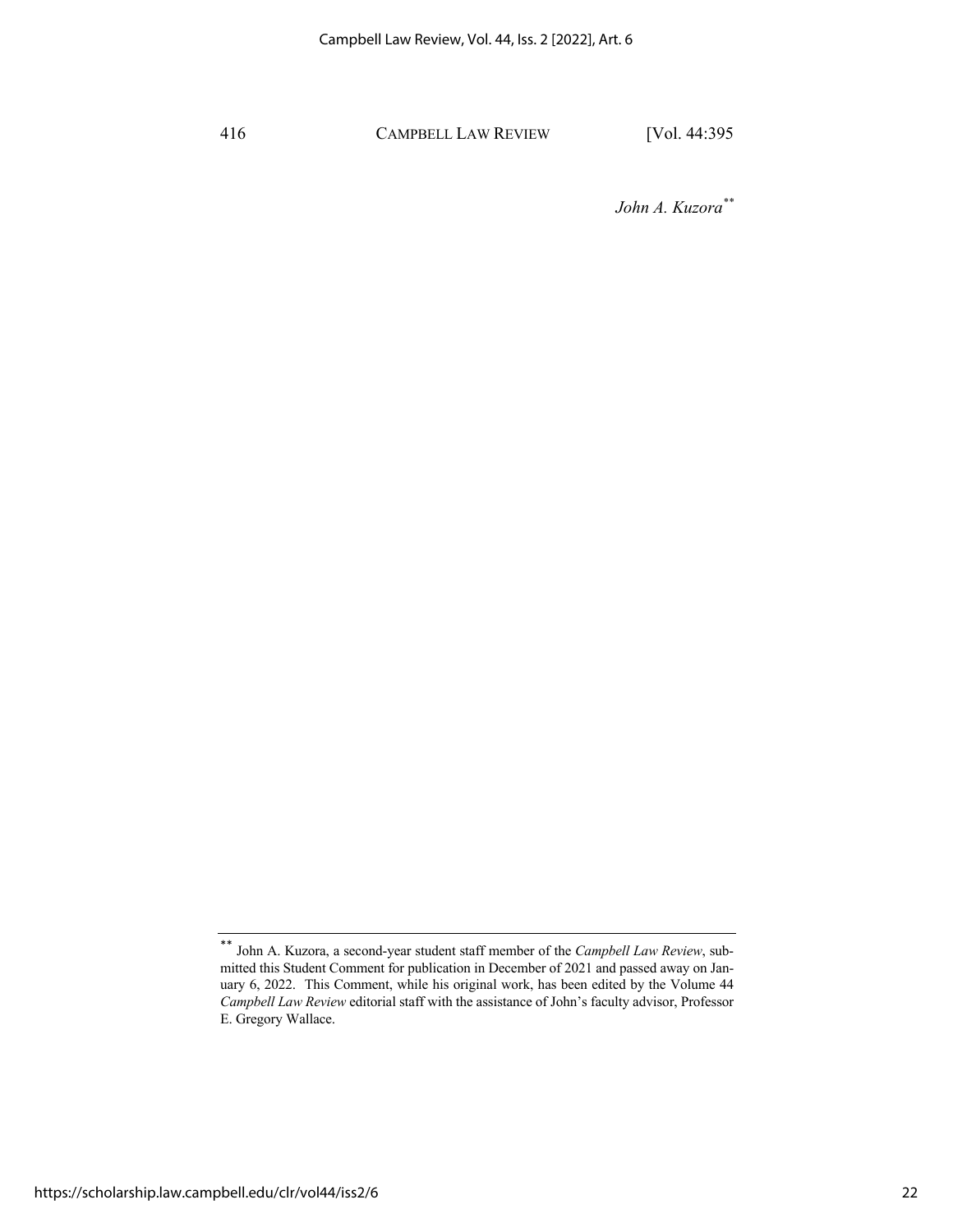*John A. Kuzora*[\*\*]

---

[\*\*] John A. Kuzora, a second-year student staff member of the *Campbell Law Review*, submitted this Student Comment for publication in December of 2021 and passed away on January 6, 2022. This Comment, while his original work, has been edited by the Volume 44 *Campbell Law Review* editorial staff with the assistance of John's faculty advisor, Professor E. Gregory Wallace.